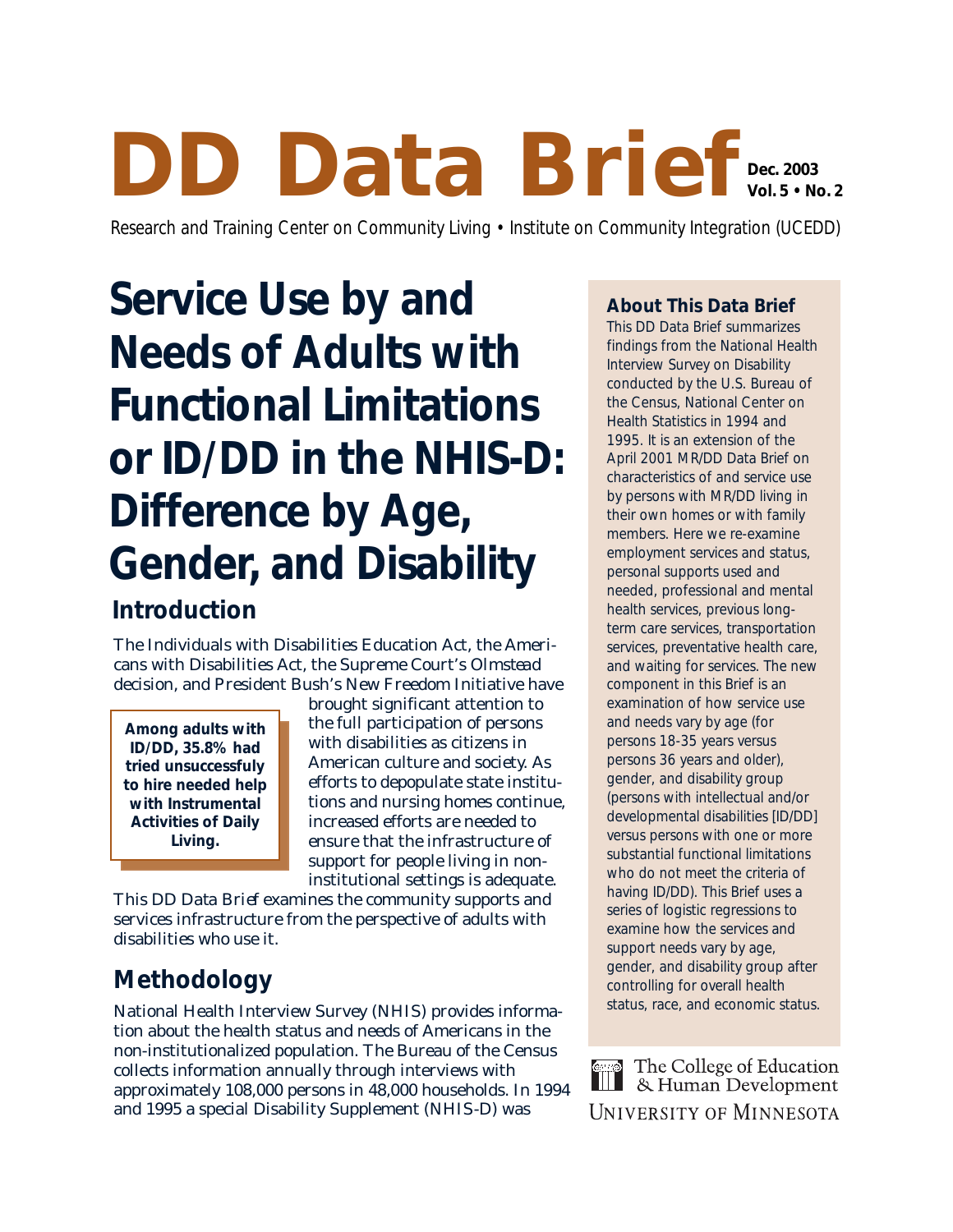# DD Data Brief

**Dec. 2003**
**Vol. 5 • No. 2**

Research and Training Center on Community Living • Institute on Community Integration (UCEDD)

# Service Use by and Needs of Adults with Functional Limitations or ID/DD in the NHIS-D: Difference by Age, Gender, and Disability

## Introduction

The Individuals with Disabilities Education Act, the Americans with Disabilities Act, the Supreme Court's *Olmstead* decision, and President Bush's New Freedom Initiative have brought significant attention to the full participation of persons with disabilities as citizens in American culture and society. As efforts to depopulate state institutions and nursing homes continue, increased efforts are needed to ensure that the infrastructure of support for people living in non-institutional settings is adequate. This *DD Data Brief* examines the community supports and services infrastructure from the perspective of adults with disabilities who use it.

**Among adults with ID/DD, 35.8% had tried unsuccessfully to hire needed help with Instrumental Activities of Daily Living.**

## Methodology

National Health Interview Survey (NHIS) provides information about the health status and needs of Americans in the non-institutionalized population. The Bureau of the Census collects information annually through interviews with approximately 108,000 persons in 48,000 households. In 1994 and 1995 a special Disability Supplement (NHIS-D) was

### About This Data Brief

This DD Data Brief summarizes findings from the National Health Interview Survey on Disability conducted by the U.S. Bureau of the Census, National Center on Health Statistics in 1994 and 1995. It is an extension of the April 2001 MR/DD Data Brief on characteristics of and service use by persons with MR/DD living in their own homes or with family members. Here we re-examine employment services and status, personal supports used and needed, professional and mental health services, previous long-term care services, transportation services, preventative health care, and waiting for services. The new component in this Brief is an examination of how service use and needs vary by age (for persons 18-35 years versus persons 36 years and older), gender, and disability group (persons with intellectual and/or developmental disabilities [ID/DD] versus persons with one or more substantial functional limitations who do not meet the criteria of having ID/DD). This Brief uses a series of logistic regressions to examine how the services and support needs vary by age, gender, and disability group after controlling for overall health status, race, and economic status.

The College of Education & Human Development
University of Minnesota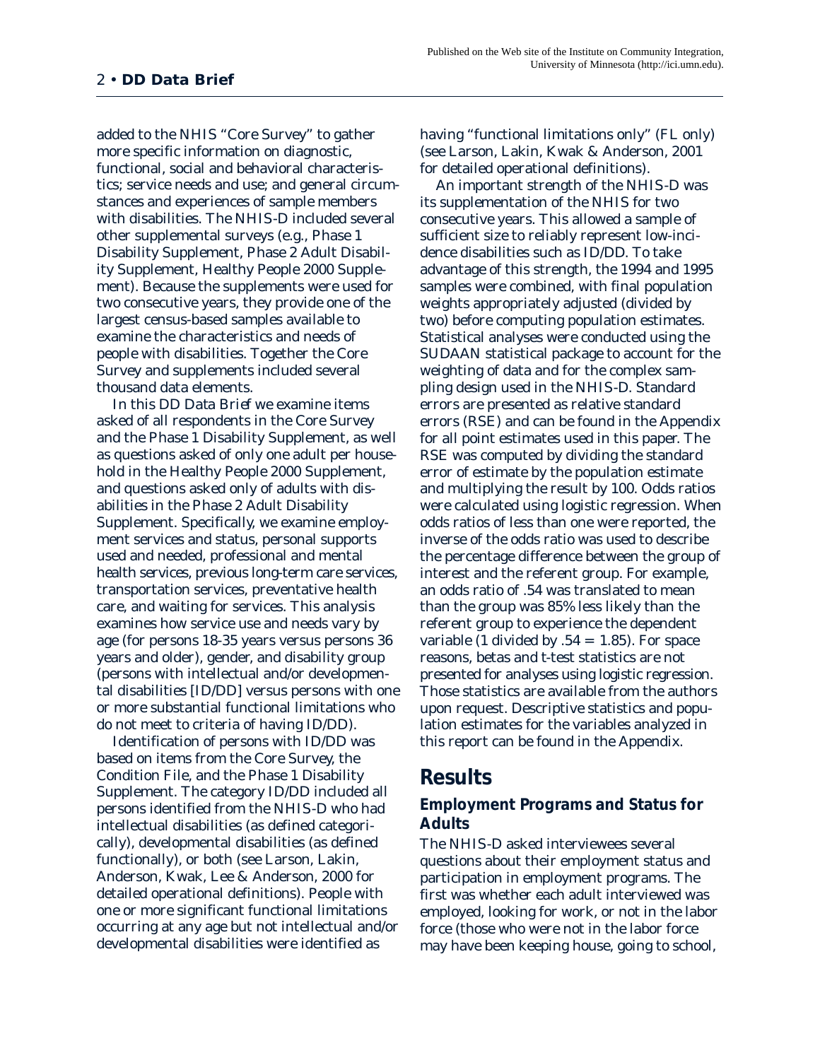added to the NHIS "Core Survey" to gather more specific information on diagnostic, functional, social and behavioral characteristics; service needs and use; and general circumstances and experiences of sample members with disabilities. The NHIS-D included several other supplemental surveys (e.g., Phase 1 Disability Supplement, Phase 2 Adult Disability Supplement, Healthy People 2000 Supplement). Because the supplements were used for two consecutive years, they provide one of the largest census-based samples available to examine the characteristics and needs of people with disabilities. Together the Core Survey and supplements included several thousand data elements.

In this DD Data Brief we examine items asked of all respondents in the Core Survey and the Phase 1 Disability Supplement, as well as questions asked of only one adult per household in the Healthy People 2000 Supplement, and questions asked only of adults with disabilities in the Phase 2 Adult Disability Supplement. Specifically, we examine employment services and status, personal supports used and needed, professional and mental health services, previous long-term care services, transportation services, preventative health care, and waiting for services. This analysis examines how service use and needs vary by age (for persons 18-35 years versus persons 36 years and older), gender, and disability group (persons with intellectual and/or developmental disabilities [ID/DD] versus persons with one or more substantial functional limitations who do not meet to criteria of having ID/DD).

Identification of persons with ID/DD was based on items from the Core Survey, the Condition File, and the Phase 1 Disability Supplement. The category ID/DD included all persons identified from the NHIS-D who had intellectual disabilities (as defined categorically), developmental disabilities (as defined functionally), or both (see Larson, Lakin, Anderson, Kwak, Lee & Anderson, 2000 for detailed operational definitions). People with one or more significant functional limitations occurring at any age but not intellectual and/or developmental disabilities were identified as having "functional limitations only" (FL only) (see Larson, Lakin, Kwak & Anderson, 2001 for detailed operational definitions).

An important strength of the NHIS-D was its supplementation of the NHIS for two consecutive years. This allowed a sample of sufficient size to reliably represent low-incidence disabilities such as ID/DD. To take advantage of this strength, the 1994 and 1995 samples were combined, with final population weights appropriately adjusted (divided by two) before computing population estimates. Statistical analyses were conducted using the SUDAAN statistical package to account for the weighting of data and for the complex sampling design used in the NHIS-D. Standard errors are presented as relative standard errors (RSE) and can be found in the Appendix for all point estimates used in this paper. The RSE was computed by dividing the standard error of estimate by the population estimate and multiplying the result by 100. Odds ratios were calculated using logistic regression. When odds ratios of less than one were reported, the inverse of the odds ratio was used to describe the percentage difference between the group of interest and the referent group. For example, an odds ratio of .54 was translated to mean than the group was 85% less likely than the referent group to experience the dependent variable (1 divided by .54 = 1.85). For space reasons, betas and t-test statistics are not presented for analyses using logistic regression. Those statistics are available from the authors upon request. Descriptive statistics and population estimates for the variables analyzed in this report can be found in the Appendix.

## Results

### Employment Programs and Status for Adults

The NHIS-D asked interviewees several questions about their employment status and participation in employment programs. The first was whether each adult interviewed was employed, looking for work, or not in the labor force (those who were not in the labor force may have been keeping house, going to school,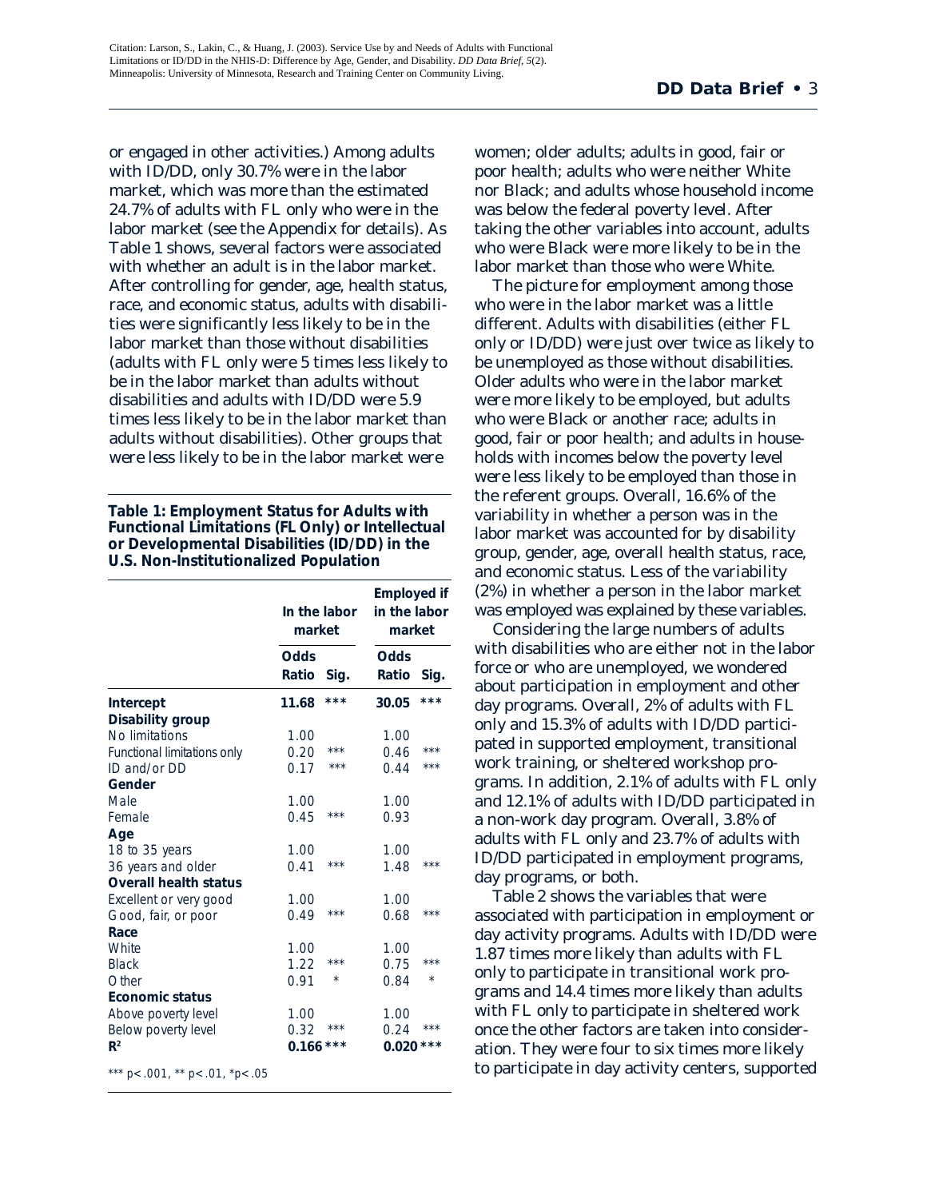or engaged in other activities.) Among adults with ID/DD, only 30.7% were in the labor market, which was more than the estimated 24.7% of adults with FL only who were in the labor market (see the Appendix for details). As Table 1 shows, several factors were associated with whether an adult is in the labor market. After controlling for gender, age, health status, race, and economic status, adults with disabilities were significantly less likely to be in the labor market than those without disabilities (adults with FL only were 5 times less likely to be in the labor market than adults without disabilities and adults with ID/DD were 5.9 times less likely to be in the labor market than adults without disabilities). Other groups that were less likely to be in the labor market were women; older adults; adults in good, fair or poor health; adults who were neither White nor Black; and adults whose household income was below the federal poverty level. After taking the other variables into account, adults who were Black were more likely to be in the labor market than those who were White.

**Table 1: Employment Status for Adults with Functional Limitations (FL Only) or Intellectual or Developmental Disabilities (ID/DD) in the U.S. Non-Institutionalized Population**

| | In the labor market | | Employed if in the labor market | |
|---|---|---|---|---|
| | Odds Ratio | Sig. | Odds Ratio | Sig. |
| **Intercept** | **11.68** | **\*\*\*** | **30.05** | **\*\*\*** |
| **Disability group** | | | | |
| No limitations | 1.00 | | 1.00 | |
| Functional limitations only | 0.20 | \*\*\* | 0.46 | \*\*\* |
| ID and/or DD | 0.17 | \*\*\* | 0.44 | \*\*\* |
| **Gender** | | | | |
| Male | 1.00 | | 1.00 | |
| Female | 0.45 | \*\*\* | 0.93 | |
| **Age** | | | | |
| 18 to 35 years | 1.00 | | 1.00 | |
| 36 years and older | 0.41 | \*\*\* | 1.48 | \*\*\* |
| **Overall health status** | | | | |
| Excellent or very good | 1.00 | | 1.00 | |
| Good, fair, or poor | 0.49 | \*\*\* | 0.68 | \*\*\* |
| **Race** | | | | |
| White | 1.00 | | 1.00 | |
| Black | 1.22 | \*\*\* | 0.75 | \*\*\* |
| Other | 0.91 | \* | 0.84 | \* |
| **Economic status** | | | | |
| Above poverty level | 1.00 | | 1.00 | |
| Below poverty level | 0.32 | \*\*\* | 0.24 | \*\*\* |
| $R^2$ | **0.166** | **\*\*\*** | **0.020** | **\*\*\*** |

\*\*\* $p < .001$, \*\* $p < .01$, \* $p < .05$

The picture for employment among those who were in the labor market was a little different. Adults with disabilities (either FL only or ID/DD) were just over twice as likely to be unemployed as those without disabilities. Older adults who were in the labor market were more likely to be employed, but adults who were Black or another race; adults in good, fair or poor health; and adults in households with incomes below the poverty level were less likely to be employed than those in the referent groups. Overall, 16.6% of the variability in whether a person was in the labor market was accounted for by disability group, gender, age, overall health status, race, and economic status. Less of the variability (2%) in whether a person in the labor market was employed was explained by these variables.

Considering the large numbers of adults with disabilities who are either not in the labor force or who are unemployed, we wondered about participation in employment and other day programs. Overall, 2% of adults with FL only and 15.3% of adults with ID/DD participated in supported employment, transitional work training, or sheltered workshop programs. In addition, 2.1% of adults with FL only and 12.1% of adults with ID/DD participated in a non-work day program. Overall, 3.8% of adults with FL only and 23.7% of adults with ID/DD participated in employment programs, day programs, or both.

Table 2 shows the variables that were associated with participation in employment or day activity programs. Adults with ID/DD were 1.87 times more likely than adults with FL only to participate in transitional work programs and 14.4 times more likely than adults with FL only to participate in sheltered work once the other factors are taken into consideration. They were four to six times more likely to participate in day activity centers, supported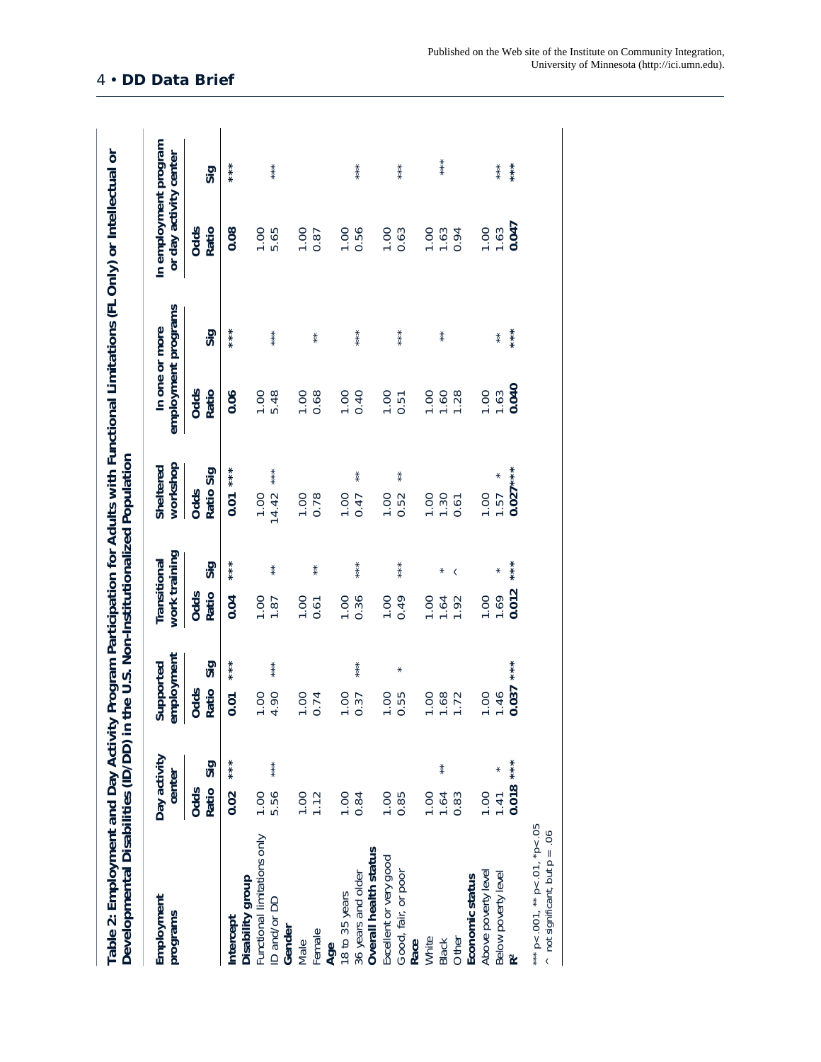## Table 2: Employment and Day Activity Program Participation for Adults with Functional Limitations (FL Only) or Intellectual or Developmental Disabilities (ID/DD) in the U.S. Non-Institutionalized Population

| Employment programs | Day activity center | | Supported employment | | Transitional work training | | Sheltered workshop | | In one or more employment programs | | In employment program or day activity center | |
|---|---|---|---|---|---|---|---|---|---|---|---|---|
| | Odds Ratio | Sig | Odds Ratio | Sig | Odds Ratio | Sig | Odds Ratio | Sig | Odds Ratio | Sig | Odds Ratio | Sig |
| **Intercept** | **0.02** | *** | **0.01** | *** | **0.04** | *** | **0.01** | *** | **0.06** | *** | **0.08** | *** |
| **Disability group** | | | | | | | | | | | | |
| Functional limitations only | 1.00 | | 1.00 | | 1.00 | | 1.00 | | 1.00 | | 1.00 | |
| ID and/or DD | 5.56 | *** | 4.90 | *** | 1.87 | ** | 14.42 | *** | 5.48 | *** | 5.65 | *** |
| **Gender** | | | | | | | | | | | | |
| Male | 1.00 | | 1.00 | | 1.00 | | 1.00 | | 1.00 | | 1.00 | |
| Female | 1.12 | | 0.74 | | 0.61 | ** | 0.78 | | 0.68 | ** | 0.87 | |
| **Age** | | | | | | | | | | | | |
| 18 to 35 years | 1.00 | | 1.00 | | 1.00 | | 1.00 | | 1.00 | | 1.00 | |
| 36 years and older | 0.84 | | 0.37 | *** | 0.36 | *** | 0.47 | ** | 0.40 | *** | 0.56 | *** |
| **Overall health status** | | | | | | | | | | | | |
| Excellent or very good | 1.00 | | 1.00 | | 1.00 | | 1.00 | | 1.00 | | 1.00 | |
| Good, fair, or poor | 0.85 | | 0.55 | * | 0.49 | *** | 0.52 | ** | 0.51 | *** | 0.63 | *** |
| **Race** | | | | | | | | | | | | |
| White | 1.00 | | 1.00 | | 1.00 | | 1.00 | | 1.00 | | 1.00 | |
| Black | 1.64 | ** | 1.68 | | 1.64 | * | 1.30 | | 1.60 | ** | 1.63 | *** |
| Other | 0.83 | | 1.72 | | 1.92 | ^ | 0.61 | | 1.28 | | 0.94 | |
| **Economic status** | | | | | | | | | | | | |
| Above poverty level | 1.00 | | 1.00 | | 1.00 | | 1.00 | | 1.00 | | 1.00 | |
| Below poverty level | 1.41 | * | 1.46 | | 1.69 | * | 1.57 | * | 1.63 | ** | 1.63 | *** |
| $R^2$ | **0.018** | *** | **0.037** | *** | **0.012** | *** | **0.027** | *** | **0.040** | *** | **0.047** | *** |

*** p<.001, ** p<.01, *p<.05
^ not significant, but p = .06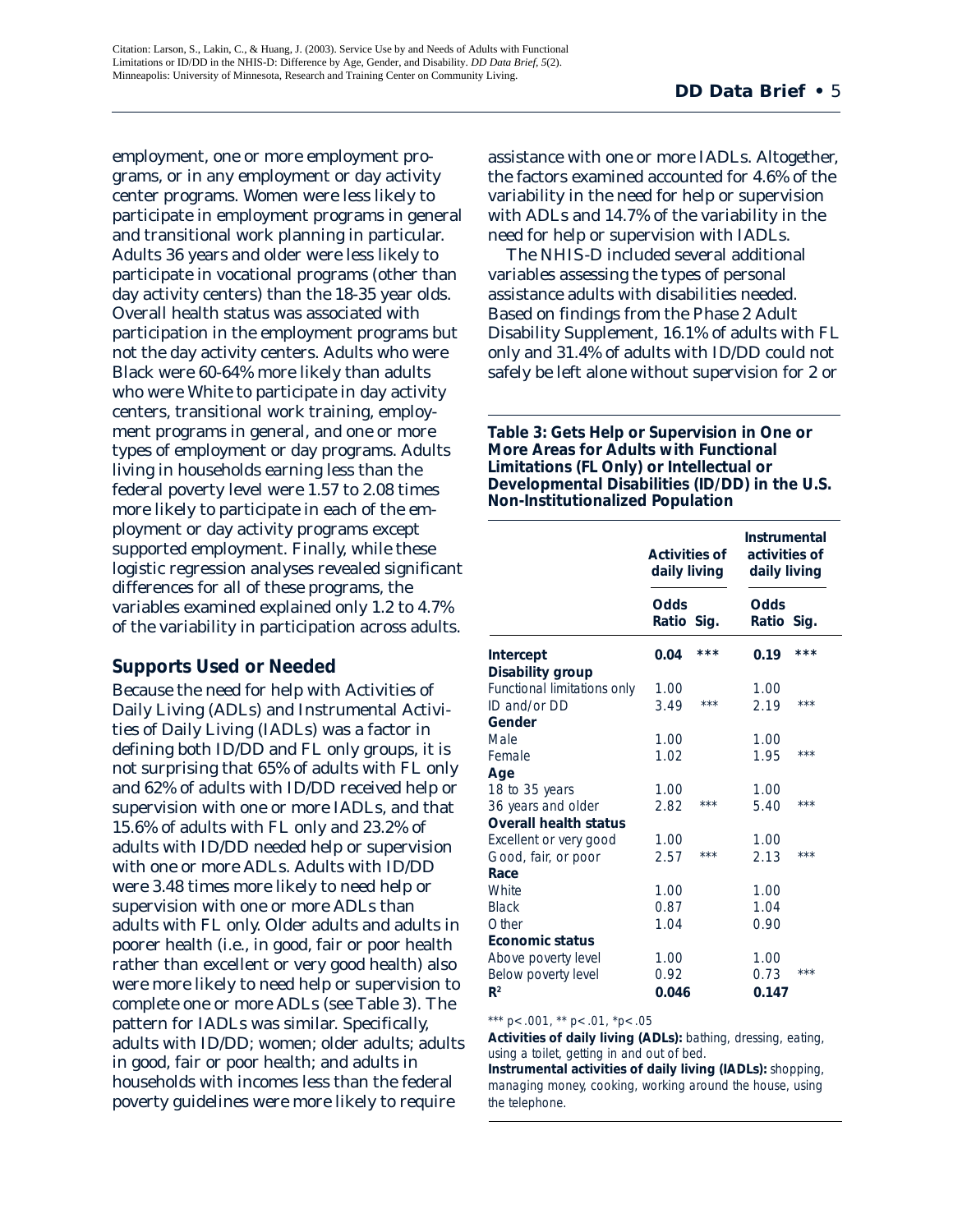employment, one or more employment programs, or in any employment or day activity center programs. Women were less likely to participate in employment programs in general and transitional work planning in particular. Adults 36 years and older were less likely to participate in vocational programs (other than day activity centers) than the 18-35 year olds. Overall health status was associated with participation in the employment programs but not the day activity centers. Adults who were Black were 60-64% more likely than adults who were White to participate in day activity centers, transitional work training, employment programs in general, and one or more types of employment or day programs. Adults living in households earning less than the federal poverty level were 1.57 to 2.08 times more likely to participate in each of the employment or day activity programs except supported employment. Finally, while these logistic regression analyses revealed significant differences for all of these programs, the variables examined explained only 1.2 to 4.7% of the variability in participation across adults.

## Supports Used or Needed

Because the need for help with Activities of Daily Living (ADLs) and Instrumental Activities of Daily Living (IADLs) was a factor in defining both ID/DD and FL only groups, it is not surprising that 65% of adults with FL only and 62% of adults with ID/DD received help or supervision with one or more IADLs, and that 15.6% of adults with FL only and 23.2% of adults with ID/DD needed help or supervision with one or more ADLs. Adults with ID/DD were 3.48 times more likely to need help or supervision with one or more ADLs than adults with FL only. Older adults and adults in poorer health (i.e., in good, fair or poor health rather than excellent or very good health) also were more likely to need help or supervision to complete one or more ADLs (see Table 3). The pattern for IADLs was similar. Specifically, adults with ID/DD; women; older adults; adults in good, fair or poor health; and adults in households with incomes less than the federal poverty guidelines were more likely to require assistance with one or more IADLs. Altogether, the factors examined accounted for 4.6% of the variability in the need for help or supervision with ADLs and 14.7% of the variability in the need for help or supervision with IADLs.

The NHIS-D included several additional variables assessing the types of personal assistance adults with disabilities needed. Based on findings from the Phase 2 Adult Disability Supplement, 16.1% of adults with FL only and 31.4% of adults with ID/DD could not safely be left alone without supervision for 2 or

**Table 3: Gets Help or Supervision in One or More Areas for Adults with Functional Limitations (FL Only) or Intellectual or Developmental Disabilities (ID/DD) in the U.S. Non-Institutionalized Population**

| | Activities of daily living | | Instrumental activities of daily living | |
|---|---|---|---|---|
| | **Odds Ratio** | **Sig.** | **Odds Ratio** | **Sig.** |
| **Intercept** | **0.04** | ***** | **0.19** | ***** |
| **Disability group** | | | | |
| Functional limitations only | 1.00 | | 1.00 | |
| ID and/or DD | 3.49 | *** | 2.19 | *** |
| **Gender** | | | | |
| Male | 1.00 | | 1.00 | |
| Female | 1.02 | | 1.95 | *** |
| **Age** | | | | |
| 18 to 35 years | 1.00 | | 1.00 | |
| 36 years and older | 2.82 | *** | 5.40 | *** |
| **Overall health status** | | | | |
| Excellent or very good | 1.00 | | 1.00 | |
| Good, fair, or poor | 2.57 | *** | 2.13 | *** |
| **Race** | | | | |
| White | 1.00 | | 1.00 | |
| Black | 0.87 | | 1.04 | |
| Other | 1.04 | | 0.90 | |
| **Economic status** | | | | |
| Above poverty level | 1.00 | | 1.00 | |
| Below poverty level | 0.92 | | 0.73 | *** |
| **$R^2$** | **0.046** | | **0.147** | |

*** $p < .001$, ** $p < .01$, * $p < .05$

**Activities of daily living (ADLs):** bathing, dressing, eating, using a toilet, getting in and out of bed.

**Instrumental activities of daily living (IADLs):** shopping, managing money, cooking, working around the house, using the telephone.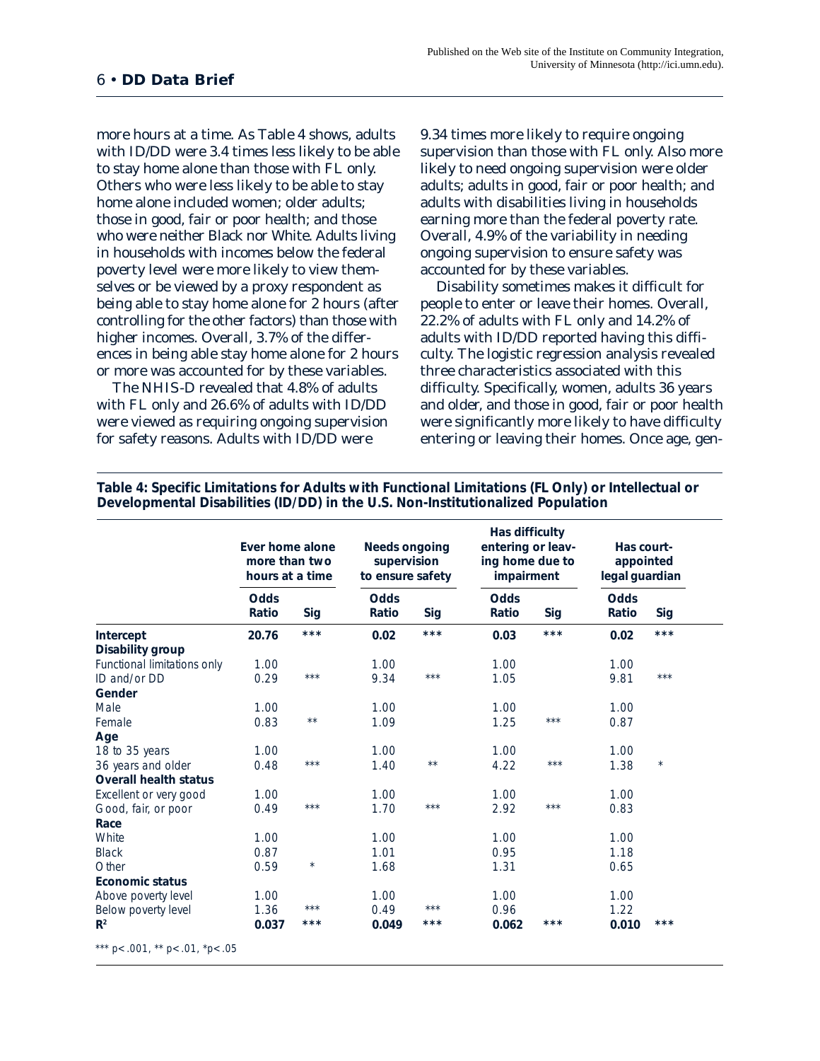more hours at a time. As Table 4 shows, adults with ID/DD were 3.4 times less likely to be able to stay home alone than those with FL only. Others who were less likely to be able to stay home alone included women; older adults; those in good, fair or poor health; and those who were neither Black nor White. Adults living in households with incomes below the federal poverty level were more likely to view themselves or be viewed by a proxy respondent as being able to stay home alone for 2 hours (after controlling for the other factors) than those with higher incomes. Overall, 3.7% of the differences in being able stay home alone for 2 hours or more was accounted for by these variables.

The NHIS-D revealed that 4.8% of adults with FL only and 26.6% of adults with ID/DD were viewed as requiring ongoing supervision for safety reasons. Adults with ID/DD were 9.34 times more likely to require ongoing supervision than those with FL only. Also more likely to need ongoing supervision were older adults; adults in good, fair or poor health; and adults with disabilities living in households earning more than the federal poverty rate. Overall, 4.9% of the variability in needing ongoing supervision to ensure safety was accounted for by these variables.

Disability sometimes makes it difficult for people to enter or leave their homes. Overall, 22.2% of adults with FL only and 14.2% of adults with ID/DD reported having this difficulty. The logistic regression analysis revealed three characteristics associated with this difficulty. Specifically, women, adults 36 years and older, and those in good, fair or poor health were significantly more likely to have difficulty entering or leaving their homes. Once age, gen-

**Table 4: Specific Limitations for Adults with Functional Limitations (FL Only) or Intellectual or Developmental Disabilities (ID/DD) in the U.S. Non-Institutionalized Population**

| | Ever home alone more than two hours at a time | | Needs ongoing supervision to ensure safety | | Has difficulty entering or leaving home due to impairment | | Has court-appointed legal guardian | |
|---|---|---|---|---|---|---|---|---|
| | Odds Ratio | Sig | Odds Ratio | Sig | Odds Ratio | Sig | Odds Ratio | Sig |
| **Intercept** | **20.76** | *** | **0.02** | *** | **0.03** | *** | **0.02** | *** |
| **Disability group** | | | | | | | | |
| Functional limitations only | 1.00 | | 1.00 | | 1.00 | | 1.00 | |
| ID and/or DD | 0.29 | *** | 9.34 | *** | 1.05 | | 9.81 | *** |
| **Gender** | | | | | | | | |
| Male | 1.00 | | 1.00 | | 1.00 | | 1.00 | |
| Female | 0.83 | ** | 1.09 | | 1.25 | *** | 0.87 | |
| **Age** | | | | | | | | |
| 18 to 35 years | 1.00 | | 1.00 | | 1.00 | | 1.00 | |
| 36 years and older | 0.48 | *** | 1.40 | ** | 4.22 | *** | 1.38 | * |
| **Overall health status** | | | | | | | | |
| Excellent or very good | 1.00 | | 1.00 | | 1.00 | | 1.00 | |
| Good, fair, or poor | 0.49 | *** | 1.70 | *** | 2.92 | *** | 0.83 | |
| **Race** | | | | | | | | |
| White | 1.00 | | 1.00 | | 1.00 | | 1.00 | |
| Black | 0.87 | | 1.01 | | 0.95 | | 1.18 | |
| Other | 0.59 | * | 1.68 | | 1.31 | | 0.65 | |
| **Economic status** | | | | | | | | |
| Above poverty level | 1.00 | | 1.00 | | 1.00 | | 1.00 | |
| Below poverty level | 1.36 | *** | 0.49 | *** | 0.96 | | 1.22 | |
| $R^2$ | **0.037** | *** | **0.049** | *** | **0.062** | *** | **0.010** | *** |

*** p<.001, ** p<.01, *p<.05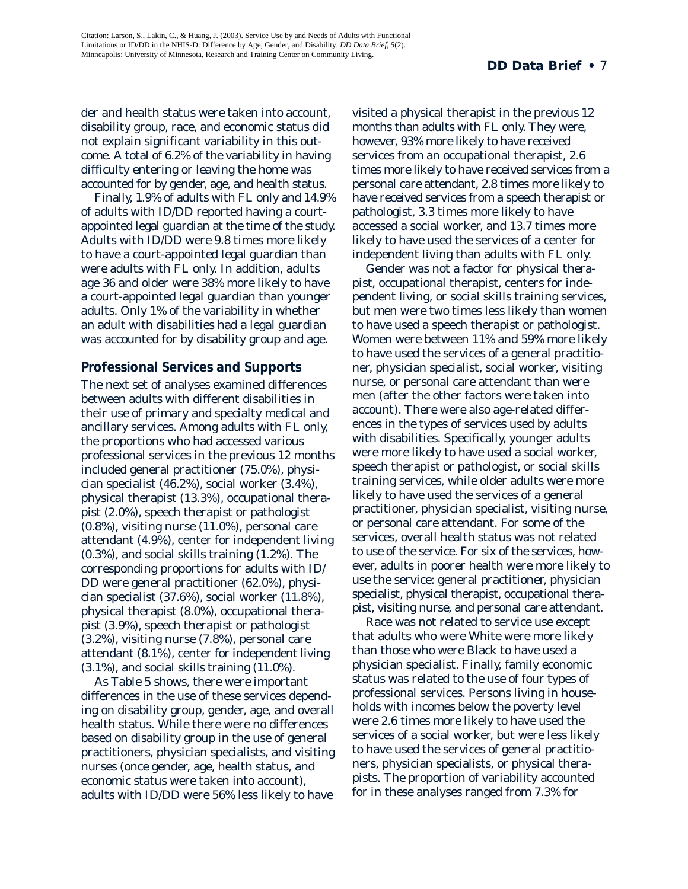der and health status were taken into account, disability group, race, and economic status did not explain significant variability in this outcome. A total of 6.2% of the variability in having difficulty entering or leaving the home was accounted for by gender, age, and health status.

Finally, 1.9% of adults with FL only and 14.9% of adults with ID/DD reported having a court-appointed legal guardian at the time of the study. Adults with ID/DD were 9.8 times more likely to have a court-appointed legal guardian than were adults with FL only. In addition, adults age 36 and older were 38% more likely to have a court-appointed legal guardian than younger adults. Only 1% of the variability in whether an adult with disabilities had a legal guardian was accounted for by disability group and age.

## Professional Services and Supports

The next set of analyses examined differences between adults with different disabilities in their use of primary and specialty medical and ancillary services. Among adults with FL only, the proportions who had accessed various professional services in the previous 12 months included general practitioner (75.0%), physician specialist (46.2%), social worker (3.4%), physical therapist (13.3%), occupational therapist (2.0%), speech therapist or pathologist (0.8%), visiting nurse (11.0%), personal care attendant (4.9%), center for independent living (0.3%), and social skills training (1.2%). The corresponding proportions for adults with ID/DD were general practitioner (62.0%), physician specialist (37.6%), social worker (11.8%), physical therapist (8.0%), occupational therapist (3.9%), speech therapist or pathologist (3.2%), visiting nurse (7.8%), personal care attendant (8.1%), center for independent living (3.1%), and social skills training (11.0%).

As Table 5 shows, there were important differences in the use of these services depending on disability group, gender, age, and overall health status. While there were no differences based on disability group in the use of general practitioners, physician specialists, and visiting nurses (once gender, age, health status, and economic status were taken into account), adults with ID/DD were 56% less likely to have visited a physical therapist in the previous 12 months than adults with FL only. They were, however, 93% more likely to have received services from an occupational therapist, 2.6 times more likely to have received services from a personal care attendant, 2.8 times more likely to have received services from a speech therapist or pathologist, 3.3 times more likely to have accessed a social worker, and 13.7 times more likely to have used the services of a center for independent living than adults with FL only.

Gender was not a factor for physical therapist, occupational therapist, centers for independent living, or social skills training services, but men were two times less likely than women to have used a speech therapist or pathologist. Women were between 11% and 59% more likely to have used the services of a general practitioner, physician specialist, social worker, visiting nurse, or personal care attendant than were men (after the other factors were taken into account). There were also age-related differences in the types of services used by adults with disabilities. Specifically, younger adults were more likely to have used a social worker, speech therapist or pathologist, or social skills training services, while older adults were more likely to have used the services of a general practitioner, physician specialist, visiting nurse, or personal care attendant. For some of the services, overall health status was not related to use of the service. For six of the services, however, adults in poorer health were more likely to use the service: general practitioner, physician specialist, physical therapist, occupational therapist, visiting nurse, and personal care attendant.

Race was not related to service use except that adults who were White were more likely than those who were Black to have used a physician specialist. Finally, family economic status was related to the use of four types of professional services. Persons living in households with incomes below the poverty level were 2.6 times more likely to have used the services of a social worker, but were less likely to have used the services of general practitioners, physician specialists, or physical therapists. The proportion of variability accounted for in these analyses ranged from 7.3% for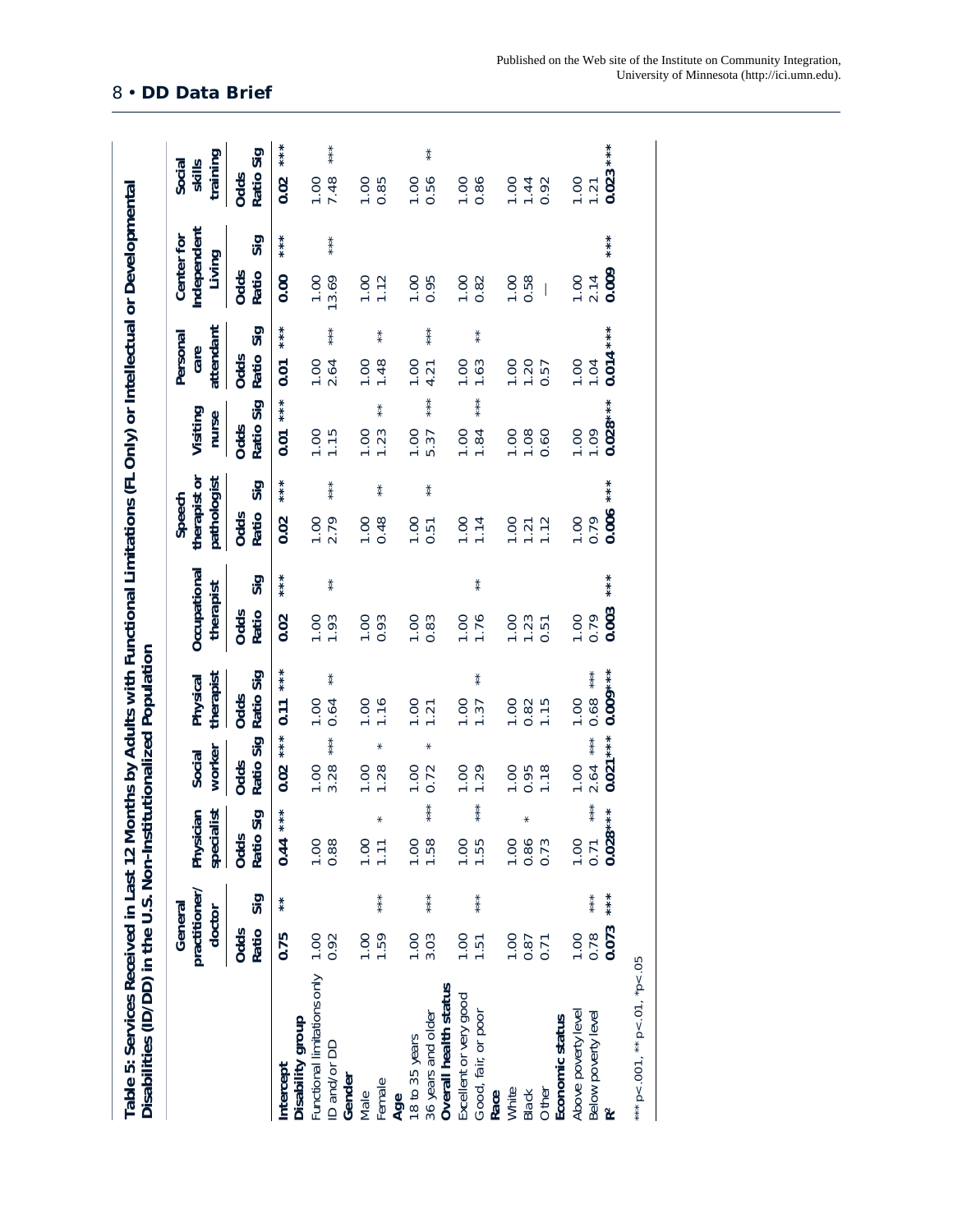**Table 5: Services Received in Last 12 Months by Adults with Functional Limitations (FL Only) or Intellectual or Developmental Disabilities (ID/DD) in the U.S. Non-Institutionalized Population**

| | General practitioner/ doctor | | Physician specialist | | Social worker | | Physical therapist | | Occupational therapist | | Speech therapist or pathologist | | Visiting nurse | | Personal care attendant | | Center for Independent Living | | Social skills training | |
|---|---|---|---|---|---|---|---|---|---|---|---|---|---|---|---|---|---|---|---|---|
| | Odds Ratio | Sig | Odds Ratio | Sig | Odds Ratio | Sig | Odds Ratio | Sig | Odds Ratio | Sig | Odds Ratio | Sig | Odds Ratio | Sig | Odds Ratio | Sig | Odds Ratio | Sig | Odds Ratio | Sig |
| **Intercept** | **0.75** | ** | **0.44** | *** | **0.02** | *** | **0.11** | *** | **0.02** | *** | **0.02** | *** | **0.01** | *** | **0.01** | *** | **0.00** | *** | **0.02** | *** |
| **Disability group** | | | | | | | | | | | | | | | | | | | | |
| Functional limitations only | 1.00 | | 1.00 | | 1.00 | | 1.00 | | 1.00 | | 1.00 | | 1.00 | | 1.00 | | 1.00 | | 1.00 | |
| ID and/or DD | 0.92 | | 0.88 | | 3.28 | *** | 0.64 | ** | 1.93 | ** | 2.79 | *** | 1.15 | | 2.64 | *** | 13.69 | *** | 7.48 | *** |
| **Gender** | | | | | | | | | | | | | | | | | | | | |
| Male | 1.00 | | 1.00 | | 1.00 | | 1.00 | | 1.00 | | 1.00 | | 1.00 | | 1.00 | | 1.00 | | 1.00 | |
| Female | 1.59 | *** | 1.11 | * | 1.28 | * | 1.16 | | 0.93 | | 0.48 | ** | 1.23 | ** | 1.48 | ** | 1.12 | | 0.85 | |
| **Age** | | | | | | | | | | | | | | | | | | | | |
| 18 to 35 years | 1.00 | | 1.00 | | 1.00 | | 1.00 | | 1.00 | | 1.00 | | 1.00 | | 1.00 | | 1.00 | | 1.00 | |
| 36 years and older | 3.03 | *** | 1.58 | *** | 0.72 | * | 1.21 | | 0.83 | | 0.51 | ** | 5.37 | *** | 4.21 | *** | 0.95 | | 0.56 | ** |
| **Overall health status** | | | | | | | | | | | | | | | | | | | | |
| Excellent or very good | 1.00 | | 1.00 | | 1.00 | | 1.00 | | 1.00 | | 1.00 | | 1.00 | | 1.00 | | 1.00 | | 1.00 | |
| Good, fair, or poor | 1.51 | *** | 1.55 | *** | 1.29 | | 1.37 | ** | 1.76 | ** | 1.14 | | 1.84 | *** | 1.63 | ** | 0.82 | | 0.86 | |
| **Race** | | | | | | | | | | | | | | | | | | | | |
| White | 1.00 | | 1.00 | | 1.00 | | 1.00 | | 1.00 | | 1.00 | | 1.00 | | 1.00 | | 1.00 | | 1.00 | |
| Black | 0.87 | | 0.86 | * | 0.95 | | 0.82 | | 1.23 | | 1.21 | | 1.08 | | 1.20 | | 0.58 | | 1.44 | |
| Other | 0.71 | | 0.73 | | 1.18 | | 1.15 | | 0.51 | | 1.12 | | 0.60 | | 0.57 | | — | | 0.92 | |
| **Economic status** | | | | | | | | | | | | | | | | | | | | |
| Above poverty level | 1.00 | | 1.00 | | 1.00 | | 1.00 | | 1.00 | | 1.00 | | 1.00 | | 1.00 | | 1.00 | | 1.00 | |
| Below poverty level | 0.78 | *** | 0.71 | *** | 2.64 | *** | 0.68 | *** | 0.79 | | 0.79 | | 1.09 | | 1.04 | | 2.14 | | 1.21 | |
| **$R^2$** | **0.073** | *** | **0.028** | *** | **0.021** | *** | **0.009** | *** | **0.003** | *** | **0.006** | *** | **0.028** | *** | **0.014** | *** | **0.009** | *** | **0.023** | *** |

*** p<.001, ** p<.01, *p<.05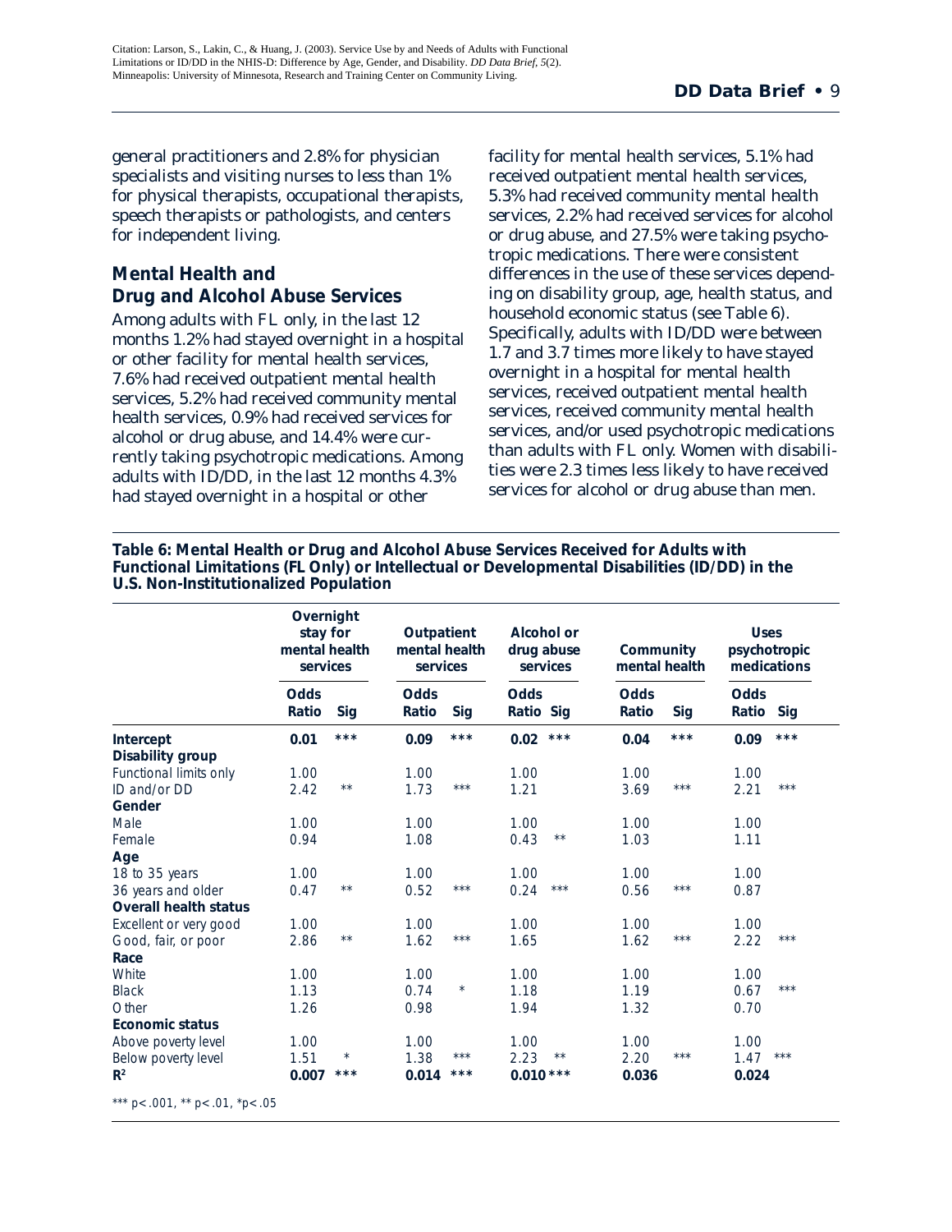general practitioners and 2.8% for physician specialists and visiting nurses to less than 1% for physical therapists, occupational therapists, speech therapists or pathologists, and centers for independent living.

## Mental Health and Drug and Alcohol Abuse Services

Among adults with FL only, in the last 12 months 1.2% had stayed overnight in a hospital or other facility for mental health services, 7.6% had received outpatient mental health services, 5.2% had received community mental health services, 0.9% had received services for alcohol or drug abuse, and 14.4% were currently taking psychotropic medications. Among adults with ID/DD, in the last 12 months 4.3% had stayed overnight in a hospital or other facility for mental health services, 5.1% had received outpatient mental health services, 5.3% had received community mental health services, 2.2% had received services for alcohol or drug abuse, and 27.5% were taking psychotropic medications. There were consistent differences in the use of these services depending on disability group, age, health status, and household economic status (see Table 6). Specifically, adults with ID/DD were between 1.7 and 3.7 times more likely to have stayed overnight in a hospital for mental health services, received outpatient mental health services, received community mental health services, and/or used psychotropic medications than adults with FL only. Women with disabilities were 2.3 times less likely to have received services for alcohol or drug abuse than men.

**Table 6: Mental Health or Drug and Alcohol Abuse Services Received for Adults with Functional Limitations (FL Only) or Intellectual or Developmental Disabilities (ID/DD) in the U.S. Non-Institutionalized Population**

| | Overnight stay for mental health services | | Outpatient mental health services | | Alcohol or drug abuse services | | Community mental health | | Uses psychotropic medications | |
|---|---|---|---|---|---|---|---|---|---|---|
| | **Odds Ratio** | **Sig** | **Odds Ratio** | **Sig** | **Odds Ratio** | **Sig** | **Odds Ratio** | **Sig** | **Odds Ratio** | **Sig** |
| **Intercept** | **0.01** | **\*\*\*** | **0.09** | **\*\*\*** | **0.02** | **\*\*\*** | **0.04** | **\*\*\*** | **0.09** | **\*\*\*** |
| **Disability group** | | | | | | | | | | |
| Functional limits only | 1.00 | | 1.00 | | 1.00 | | 1.00 | | 1.00 | |
| ID and/or DD | 2.42 | ** | 1.73 | *** | 1.21 | | 3.69 | *** | 2.21 | *** |
| **Gender** | | | | | | | | | | |
| Male | 1.00 | | 1.00 | | 1.00 | | 1.00 | | 1.00 | |
| Female | 0.94 | | 1.08 | | 0.43 | ** | 1.03 | | 1.11 | |
| **Age** | | | | | | | | | | |
| 18 to 35 years | 1.00 | | 1.00 | | 1.00 | | 1.00 | | 1.00 | |
| 36 years and older | 0.47 | ** | 0.52 | *** | 0.24 | *** | 0.56 | *** | 0.87 | |
| **Overall health status** | | | | | | | | | | |
| Excellent or very good | 1.00 | | 1.00 | | 1.00 | | 1.00 | | 1.00 | |
| Good, fair, or poor | 2.86 | ** | 1.62 | *** | 1.65 | | 1.62 | *** | 2.22 | *** |
| **Race** | | | | | | | | | | |
| White | 1.00 | | 1.00 | | 1.00 | | 1.00 | | 1.00 | |
| Black | 1.13 | | 0.74 | * | 1.18 | | 1.19 | | 0.67 | *** |
| Other | 1.26 | | 0.98 | | 1.94 | | 1.32 | | 0.70 | |
| **Economic status** | | | | | | | | | | |
| Above poverty level | 1.00 | | 1.00 | | 1.00 | | 1.00 | | 1.00 | |
| Below poverty level | 1.51 | * | 1.38 | *** | 2.23 | ** | 2.20 | *** | 1.47 | *** |
| **$R^2$** | **0.007** | **\*\*\*** | **0.014** | **\*\*\*** | **0.010** | **\*\*\*** | **0.036** | | **0.024** | |

*** $p<.001$, ** $p<.01$, * $p<.05$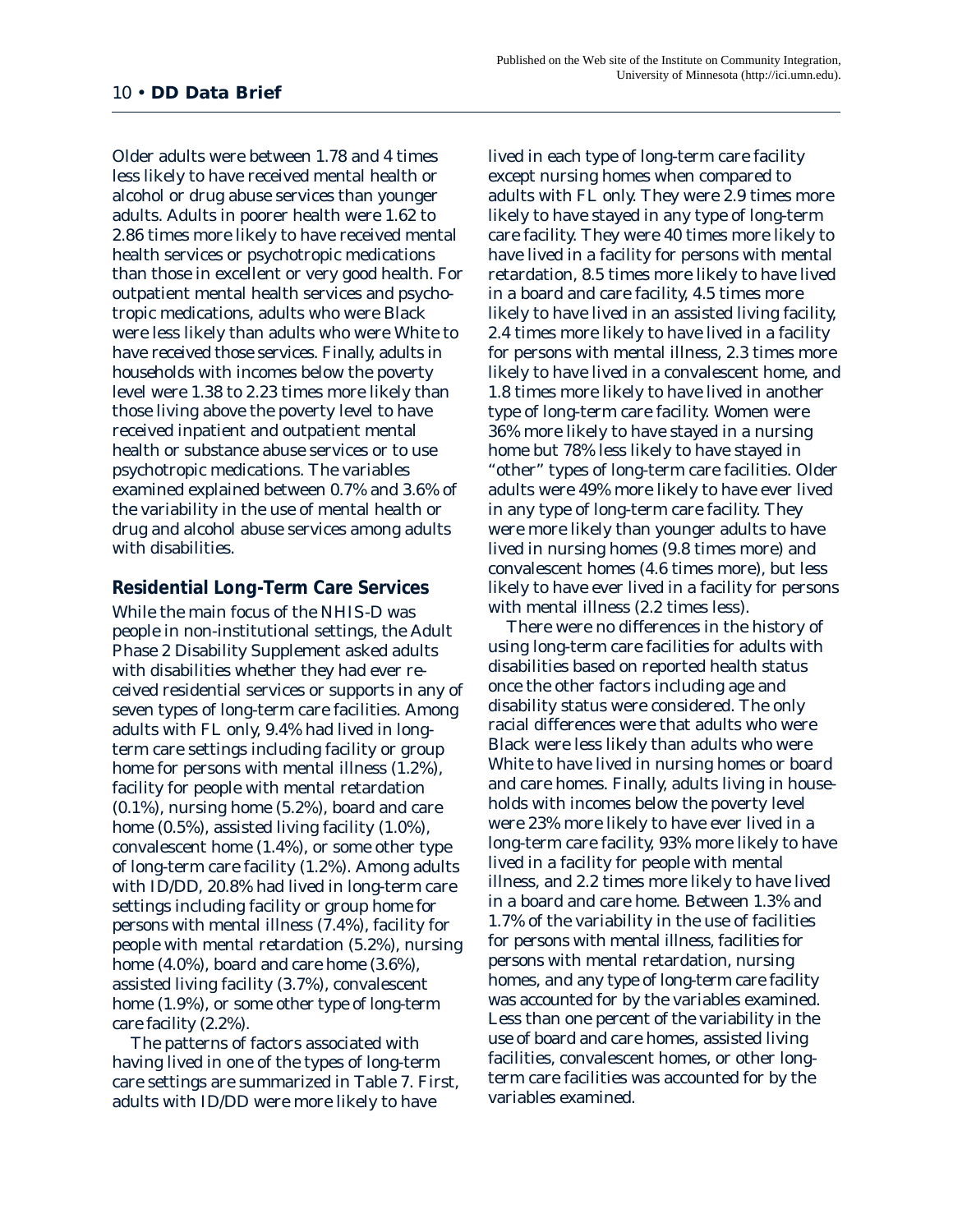Older adults were between 1.78 and 4 times less likely to have received mental health or alcohol or drug abuse services than younger adults. Adults in poorer health were 1.62 to 2.86 times more likely to have received mental health services or psychotropic medications than those in excellent or very good health. For outpatient mental health services and psychotropic medications, adults who were Black were less likely than adults who were White to have received those services. Finally, adults in households with incomes below the poverty level were 1.38 to 2.23 times more likely than those living above the poverty level to have received inpatient and outpatient mental health or substance abuse services or to use psychotropic medications. The variables examined explained between 0.7% and 3.6% of the variability in the use of mental health or drug and alcohol abuse services among adults with disabilities.

## Residential Long-Term Care Services

While the main focus of the NHIS-D was people in non-institutional settings, the Adult Phase 2 Disability Supplement asked adults with disabilities whether they had ever received residential services or supports in any of seven types of long-term care facilities. Among adults with FL only, 9.4% had lived in long-term care settings including facility or group home for persons with mental illness (1.2%), facility for people with mental retardation (0.1%), nursing home (5.2%), board and care home (0.5%), assisted living facility (1.0%), convalescent home (1.4%), or some other type of long-term care facility (1.2%). Among adults with ID/DD, 20.8% had lived in long-term care settings including facility or group home for persons with mental illness (7.4%), facility for people with mental retardation (5.2%), nursing home (4.0%), board and care home (3.6%), assisted living facility (3.7%), convalescent home (1.9%), or some other type of long-term care facility (2.2%).

The patterns of factors associated with having lived in one of the types of long-term care settings are summarized in Table 7. First, adults with ID/DD were more likely to have lived in each type of long-term care facility except nursing homes when compared to adults with FL only. They were 2.9 times more likely to have stayed in any type of long-term care facility. They were 40 times more likely to have lived in a facility for persons with mental retardation, 8.5 times more likely to have lived in a board and care facility, 4.5 times more likely to have lived in an assisted living facility, 2.4 times more likely to have lived in a facility for persons with mental illness, 2.3 times more likely to have lived in a convalescent home, and 1.8 times more likely to have lived in another type of long-term care facility. Women were 36% more likely to have stayed in a nursing home but 78% less likely to have stayed in "other" types of long-term care facilities. Older adults were 49% more likely to have ever lived in any type of long-term care facility. They were more likely than younger adults to have lived in nursing homes (9.8 times more) and convalescent homes (4.6 times more), but less likely to have ever lived in a facility for persons with mental illness (2.2 times less).

There were no differences in the history of using long-term care facilities for adults with disabilities based on reported health status once the other factors including age and disability status were considered. The only racial differences were that adults who were Black were less likely than adults who were White to have lived in nursing homes or board and care homes. Finally, adults living in households with incomes below the poverty level were 23% more likely to have ever lived in a long-term care facility, 93% more likely to have lived in a facility for people with mental illness, and 2.2 times more likely to have lived in a board and care home. Between 1.3% and 1.7% of the variability in the use of facilities for persons with mental illness, facilities for persons with mental retardation, nursing homes, and any type of long-term care facility was accounted for by the variables examined. Less than one percent of the variability in the use of board and care homes, assisted living facilities, convalescent homes, or other long-term care facilities was accounted for by the variables examined.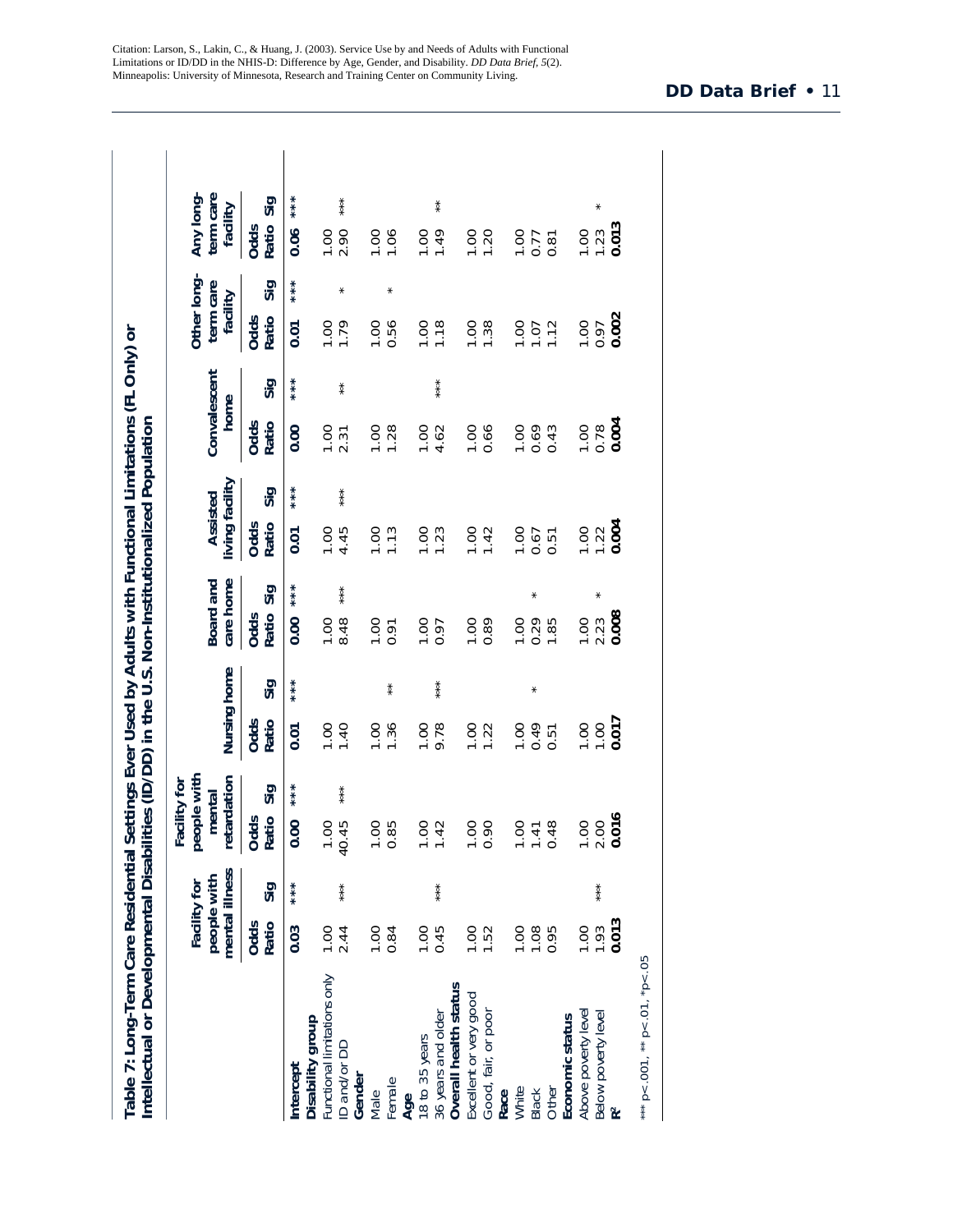Citation: Larson, S., Lakin, C., & Huang, J. (2003). Service Use by and Needs of Adults with Functional Limitations or ID/DD in the NHIS-D: Difference by Age, Gender, and Disability. *DD Data Brief, 5*(2). Minneapolis: University of Minnesota, Research and Training Center on Community Living.

**Table 7: Long-Term Care Residential Settings Ever Used by Adults with Functional Limitations (FL Only) or Intellectual or Developmental Disabilities (ID/DD) in the U.S. Non-Institutionalized Population**

| | Facility for people with mental illness | | Facility for people with mental retardation | | Nursing home | | Board and care home | | Assisted living facility | | Convalescent home | | Other long-term care facility | | Any long-term care facility | |
|---|---|---|---|---|---|---|---|---|---|---|---|---|---|---|---|---|
| | Odds Ratio | Sig | Odds Ratio | Sig | Odds Ratio | Sig | Odds Ratio | Sig | Odds Ratio | Sig | Odds Ratio | Sig | Odds Ratio | Sig | Odds Ratio | Sig |
| **Intercept** | **0.03** | *** | **0.00** | *** | **0.01** | *** | **0.00** | *** | **0.01** | *** | **0.00** | *** | **0.01** | *** | **0.06** | *** |
| **Disability group** | | | | | | | | | | | | | | | | |
| Functional limitations only | 1.00 | | 1.00 | | 1.00 | | 1.00 | | 1.00 | | 1.00 | | 1.00 | | 1.00 | |
| ID and/or DD | 2.44 | *** | 40.45 | *** | 1.40 | | 8.48 | *** | 4.45 | *** | 2.31 | ** | 1.79 | * | 2.90 | *** |
| **Gender** | | | | | | | | | | | | | | | | |
| Male | 1.00 | | 1.00 | | 1.00 | | 1.00 | | 1.00 | | 1.00 | | 1.00 | | 1.00 | |
| Female | 0.84 | | 0.85 | | 1.36 | ** | 0.91 | | 1.13 | | 1.28 | | 0.56 | * | 1.06 | |
| **Age** | | | | | | | | | | | | | | | | |
| 18 to 35 years | 1.00 | | 1.00 | | 1.00 | | 1.00 | | 1.00 | | 1.00 | | 1.00 | | 1.00 | |
| 36 years and older | 0.45 | *** | 1.42 | | 9.78 | *** | 0.97 | | 1.23 | | 4.62 | *** | 1.18 | | 1.49 | ** |
| **Overall health status** | | | | | | | | | | | | | | | | |
| Excellent or very good | 1.00 | | 1.00 | | 1.00 | | 1.00 | | 1.00 | | 1.00 | | 1.00 | | 1.00 | |
| Good, fair, or poor | 1.52 | | 0.90 | | 1.22 | | 0.89 | | 1.42 | | 0.66 | | 1.38 | | 1.20 | |
| **Race** | | | | | | | | | | | | | | | | |
| White | 1.00 | | 1.00 | | 1.00 | | 1.00 | | 1.00 | | 1.00 | | 1.00 | | 1.00 | |
| Black | 1.08 | | 1.41 | | 0.49 | * | 0.29 | * | 0.67 | | 0.69 | | 1.07 | | 0.77 | |
| Other | 0.95 | | 0.48 | | 0.51 | | 1.85 | | 0.51 | | 0.43 | | 1.12 | | 0.81 | |
| **Economic status** | | | | | | | | | | | | | | | | |
| Above poverty level | 1.00 | | 1.00 | | 1.00 | | 1.00 | | 1.00 | | 1.00 | | 1.00 | | 1.00 | |
| Below poverty level | 1.93 | *** | 2.00 | | 1.00 | | 2.23 | * | 1.22 | | 0.78 | | 0.97 | | 1.23 | * |
| $R^2$ | **0.013** | | **0.016** | | **0.017** | | **0.008** | | **0.004** | | **0.004** | | **0.002** | | **0.013** | |

*** p<.001, ** p<.01, *p<.05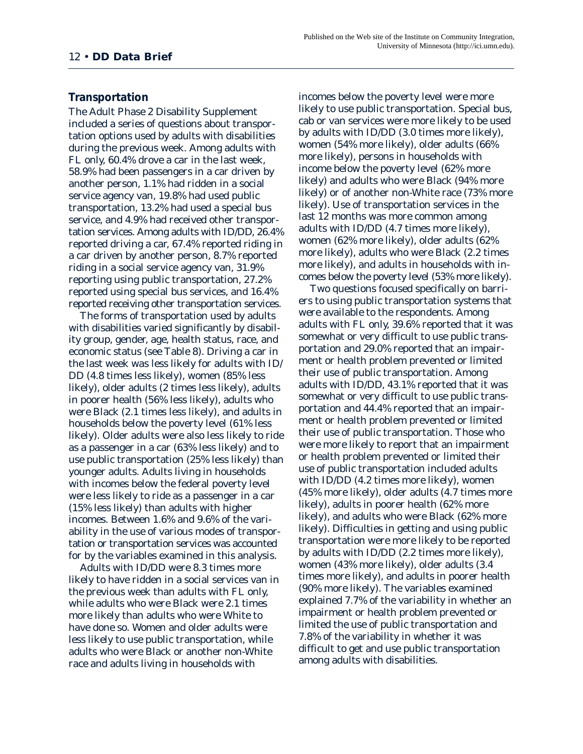## Transportation

The Adult Phase 2 Disability Supplement included a series of questions about transportation options used by adults with disabilities during the previous week. Among adults with FL only, 60.4% drove a car in the last week, 58.9% had been passengers in a car driven by another person, 1.1% had ridden in a social service agency van, 19.8% had used public transportation, 13.2% had used a special bus service, and 4.9% had received other transportation services. Among adults with ID/DD, 26.4% reported driving a car, 67.4% reported riding in a car driven by another person, 8.7% reported riding in a social service agency van, 31.9% reporting using public transportation, 27.2% reported using special bus services, and 16.4% reported receiving other transportation services.

The forms of transportation used by adults with disabilities varied significantly by disability group, gender, age, health status, race, and economic status (see Table 8). Driving a car in the last week was less likely for adults with ID/DD (4.8 times less likely), women (85% less likely), older adults (2 times less likely), adults in poorer health (56% less likely), adults who were Black (2.1 times less likely), and adults in households below the poverty level (61% less likely). Older adults were also less likely to ride as a passenger in a car (63% less likely) and to use public transportation (25% less likely) than younger adults. Adults living in households with incomes below the federal poverty level were less likely to ride as a passenger in a car (15% less likely) than adults with higher incomes. Between 1.6% and 9.6% of the variability in the use of various modes of transportation or transportation services was accounted for by the variables examined in this analysis.

Adults with ID/DD were 8.3 times more likely to have ridden in a social services van in the previous week than adults with FL only, while adults who were Black were 2.1 times more likely than adults who were White to have done so. Women and older adults were less likely to use public transportation, while adults who were Black or another non-White race and adults living in households with incomes below the poverty level were more likely to use public transportation. Special bus, cab or van services were more likely to be used by adults with ID/DD (3.0 times more likely), women (54% more likely), older adults (66% more likely), persons in households with income below the poverty level (62% more likely) and adults who were Black (94% more likely) or of another non-White race (73% more likely). Use of transportation services in the last 12 months was more common among adults with ID/DD (4.7 times more likely), women (62% more likely), older adults (62% more likely), adults who were Black (2.2 times more likely), and adults in households with incomes below the poverty level (53% more likely).

Two questions focused specifically on barriers to using public transportation systems that were available to the respondents. Among adults with FL only, 39.6% reported that it was somewhat or very difficult to use public transportation and 29.0% reported that an impairment or health problem prevented or limited their use of public transportation. Among adults with ID/DD, 43.1% reported that it was somewhat or very difficult to use public transportation and 44.4% reported that an impairment or health problem prevented or limited their use of public transportation. Those who were more likely to report that an impairment or health problem prevented or limited their use of public transportation included adults with ID/DD (4.2 times more likely), women (45% more likely), older adults (4.7 times more likely), adults in poorer health (62% more likely), and adults who were Black (62% more likely). Difficulties in getting and using public transportation were more likely to be reported by adults with ID/DD (2.2 times more likely), women (43% more likely), older adults (3.4 times more likely), and adults in poorer health (90% more likely). The variables examined explained 7.7% of the variability in whether an impairment or health problem prevented or limited the use of public transportation and 7.8% of the variability in whether it was difficult to get and use public transportation among adults with disabilities.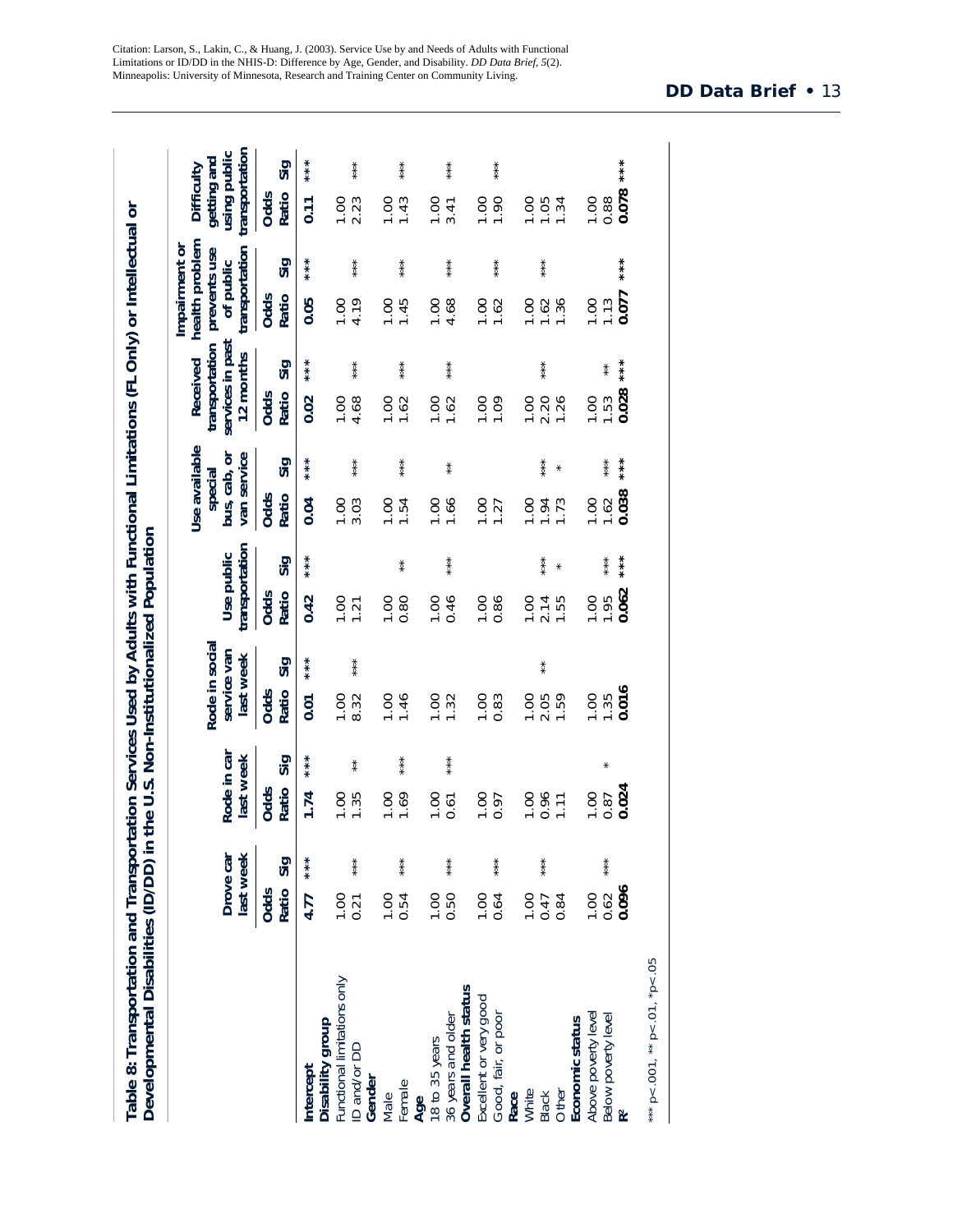Citation: Larson, S., Lakin, C., & Huang, J. (2003). Service Use by and Needs of Adults with Functional Limitations or ID/DD in the NHIS-D: Difference by Age, Gender, and Disability. *DD Data Brief, 5*(2). Minneapolis: University of Minnesota, Research and Training Center on Community Living.

**Table 8: Transportation and Transportation Services Used by Adults with Functional Limitations (FL Only) or Intellectual or Developmental Disabilities (ID/DD) in the U.S. Non-Institutionalized Population**

| | Drove car last week | | Rode in car last week | | Rode in social service van last week | | Use public transportation | | Use available special bus, cab, or van service | | Received transportation services in past 12 months | | Impairment or health problem prevents use of public transportation | | Difficulty getting and using public transportation | |
|---|---|---|---|---|---|---|---|---|---|---|---|---|---|---|---|---|
| | Odds Ratio | Sig | Odds Ratio | Sig | Odds Ratio | Sig | Odds Ratio | Sig | Odds Ratio | Sig | Odds Ratio | Sig | Odds Ratio | Sig | Odds Ratio | Sig |
| **Intercept** | **4.77** | *** | **1.74** | *** | **0.01** | *** | **0.42** | *** | **0.04** | *** | **0.02** | *** | **0.05** | *** | **0.11** | *** |
| **Disability group** | | | | | | | | | | | | | | | | |
| Functional limitations only | 1.00 | | 1.00 | | 1.00 | | 1.00 | | 1.00 | | 1.00 | | 1.00 | | 1.00 | |
| ID and/or DD | 0.21 | *** | 1.35 | ** | 8.32 | *** | 1.21 | | 3.03 | *** | 4.68 | *** | 4.19 | *** | 2.23 | *** |
| **Gender** | | | | | | | | | | | | | | | | |
| Male | 1.00 | | 1.00 | | 1.00 | | 1.00 | | 1.00 | | 1.00 | | 1.00 | | 1.00 | |
| Female | 0.54 | *** | 1.69 | *** | 1.46 | | 0.80 | ** | 1.54 | *** | 1.62 | *** | 1.45 | *** | 1.43 | *** |
| **Age** | | | | | | | | | | | | | | | | |
| 18 to 35 years | 1.00 | | 1.00 | | 1.00 | | 1.00 | | 1.00 | | 1.00 | | 1.00 | | 1.00 | |
| 36 years and older | 0.50 | *** | 0.61 | *** | 1.32 | | 0.46 | *** | 1.66 | ** | 1.62 | *** | 4.68 | *** | 3.41 | *** |
| **Overall health status** | | | | | | | | | | | | | | | | |
| Excellent or very good | 1.00 | | 1.00 | | 1.00 | | 1.00 | | 1.00 | | 1.00 | | 1.00 | | 1.00 | |
| Good, fair, or poor | 0.64 | *** | 0.97 | | 0.83 | | 0.86 | | 1.27 | | 1.09 | | 1.62 | *** | 1.90 | *** |
| **Race** | | | | | | | | | | | | | | | | |
| White | 1.00 | | 1.00 | | 1.00 | | 1.00 | | 1.00 | | 1.00 | | 1.00 | | 1.00 | |
| Black | 0.47 | *** | 0.96 | | 2.05 | ** | 2.14 | *** | 1.94 | *** | 2.20 | *** | 1.62 | *** | 1.05 | |
| Other | 0.84 | | 1.11 | | 1.59 | | 1.55 | * | 1.73 | * | 1.26 | | 1.36 | | 1.34 | |
| **Economic status** | | | | | | | | | | | | | | | | |
| Above poverty level | 1.00 | | 1.00 | | 1.00 | | 1.00 | | 1.00 | | 1.00 | | 1.00 | | 1.00 | |
| Below poverty level | 0.62 | *** | 0.87 | * | 1.35 | | 1.95 | *** | 1.62 | *** | 1.53 | ** | 1.13 | | 0.88 | |
| $R^2$ | **0.096** | | **0.024** | | **0.016** | | **0.062** | *** | **0.038** | *** | **0.028** | *** | **0.077** | *** | **0.078** | *** |

*** p<.001, ** p<.01, *p<.05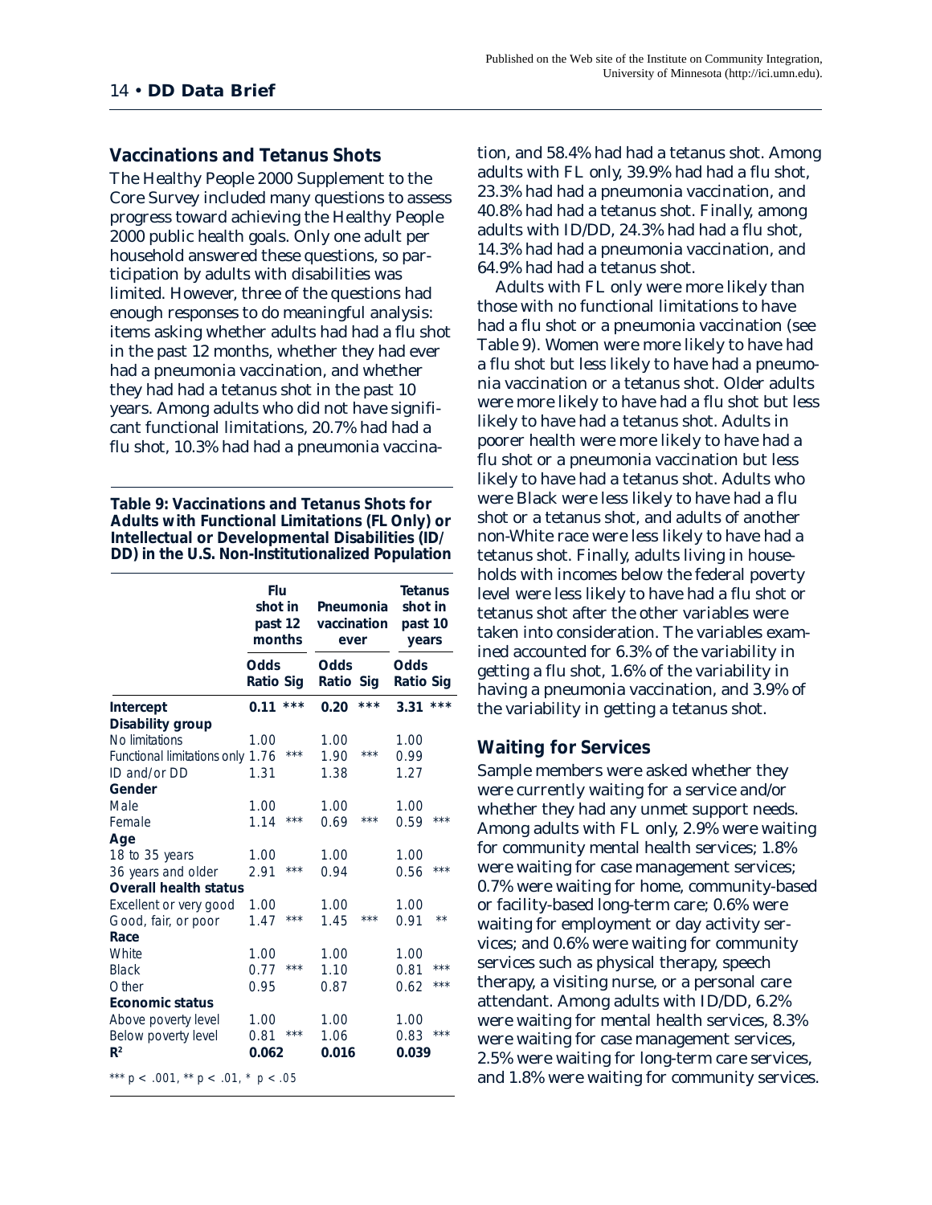## Vaccinations and Tetanus Shots

The Healthy People 2000 Supplement to the Core Survey included many questions to assess progress toward achieving the Healthy People 2000 public health goals. Only one adult per household answered these questions, so participation by adults with disabilities was limited. However, three of the questions had enough responses to do meaningful analysis: items asking whether adults had had a flu shot in the past 12 months, whether they had ever had a pneumonia vaccination, and whether they had had a tetanus shot in the past 10 years. Among adults who did not have significant functional limitations, 20.7% had had a flu shot, 10.3% had had a pneumonia vaccination, and 58.4% had had a tetanus shot. Among adults with FL only, 39.9% had had a flu shot, 23.3% had had a pneumonia vaccination, and 40.8% had had a tetanus shot. Finally, among adults with ID/DD, 24.3% had had a flu shot, 14.3% had had a pneumonia vaccination, and 64.9% had had a tetanus shot.

Adults with FL only were more likely than those with no functional limitations to have had a flu shot or a pneumonia vaccination (see Table 9). Women were more likely to have had a flu shot but less likely to have had a pneumonia vaccination or a tetanus shot. Older adults were more likely to have had a flu shot but less likely to have had a tetanus shot. Adults in poorer health were more likely to have had a flu shot or a pneumonia vaccination but less likely to have had a tetanus shot. Adults who were Black were less likely to have had a flu shot or a tetanus shot, and adults of another non-White race were less likely to have had a tetanus shot. Finally, adults living in households with incomes below the federal poverty level were less likely to have had a flu shot or tetanus shot after the other variables were taken into consideration. The variables examined accounted for 6.3% of the variability in getting a flu shot, 1.6% of the variability in having a pneumonia vaccination, and 3.9% of the variability in getting a tetanus shot.

**Table 9: Vaccinations and Tetanus Shots for Adults with Functional Limitations (FL Only) or Intellectual or Developmental Disabilities (ID/DD) in the U.S. Non-Institutionalized Population**

| | Flu shot in past 12 months | | Pneumonia vaccination ever | | Tetanus shot in past 10 years | |
|---|---|---|---|---|---|---|
| | Odds Ratio | Sig | Odds Ratio | Sig | Odds Ratio | Sig |
| **Intercept** | **0.11** | **\*\*\*** | **0.20** | **\*\*\*** | **3.31** | **\*\*\*** |
| **Disability group** | | | | | | |
| No limitations | 1.00 | | 1.00 | | 1.00 | |
| Functional limitations only | 1.76 | *** | 1.90 | *** | 0.99 | |
| ID and/or DD | 1.31 | | 1.38 | | 1.27 | |
| **Gender** | | | | | | |
| Male | 1.00 | | 1.00 | | 1.00 | |
| Female | 1.14 | *** | 0.69 | *** | 0.59 | *** |
| **Age** | | | | | | |
| 18 to 35 years | 1.00 | | 1.00 | | 1.00 | |
| 36 years and older | 2.91 | *** | 0.94 | | 0.56 | *** |
| **Overall health status** | | | | | | |
| Excellent or very good | 1.00 | | 1.00 | | 1.00 | |
| Good, fair, or poor | 1.47 | *** | 1.45 | *** | 0.91 | ** |
| **Race** | | | | | | |
| White | 1.00 | | 1.00 | | 1.00 | |
| Black | 0.77 | *** | 1.10 | | 0.81 | *** |
| Other | 0.95 | | 0.87 | | 0.62 | *** |
| **Economic status** | | | | | | |
| Above poverty level | 1.00 | | 1.00 | | 1.00 | |
| Below poverty level | 0.81 | *** | 1.06 | | 0.83 | *** |
| $R^2$ | **0.062** | | **0.016** | | **0.039** | |

*** $p < .001$, ** $p < .01$, * $p < .05$

## Waiting for Services

Sample members were asked whether they were currently waiting for a service and/or whether they had any unmet support needs. Among adults with FL only, 2.9% were waiting for community mental health services; 1.8% were waiting for case management services; 0.7% were waiting for home, community-based or facility-based long-term care; 0.6% were waiting for employment or day activity services; and 0.6% were waiting for community services such as physical therapy, speech therapy, a visiting nurse, or a personal care attendant. Among adults with ID/DD, 6.2% were waiting for mental health services, 8.3% were waiting for case management services, 2.5% were waiting for long-term care services, and 1.8% were waiting for community services.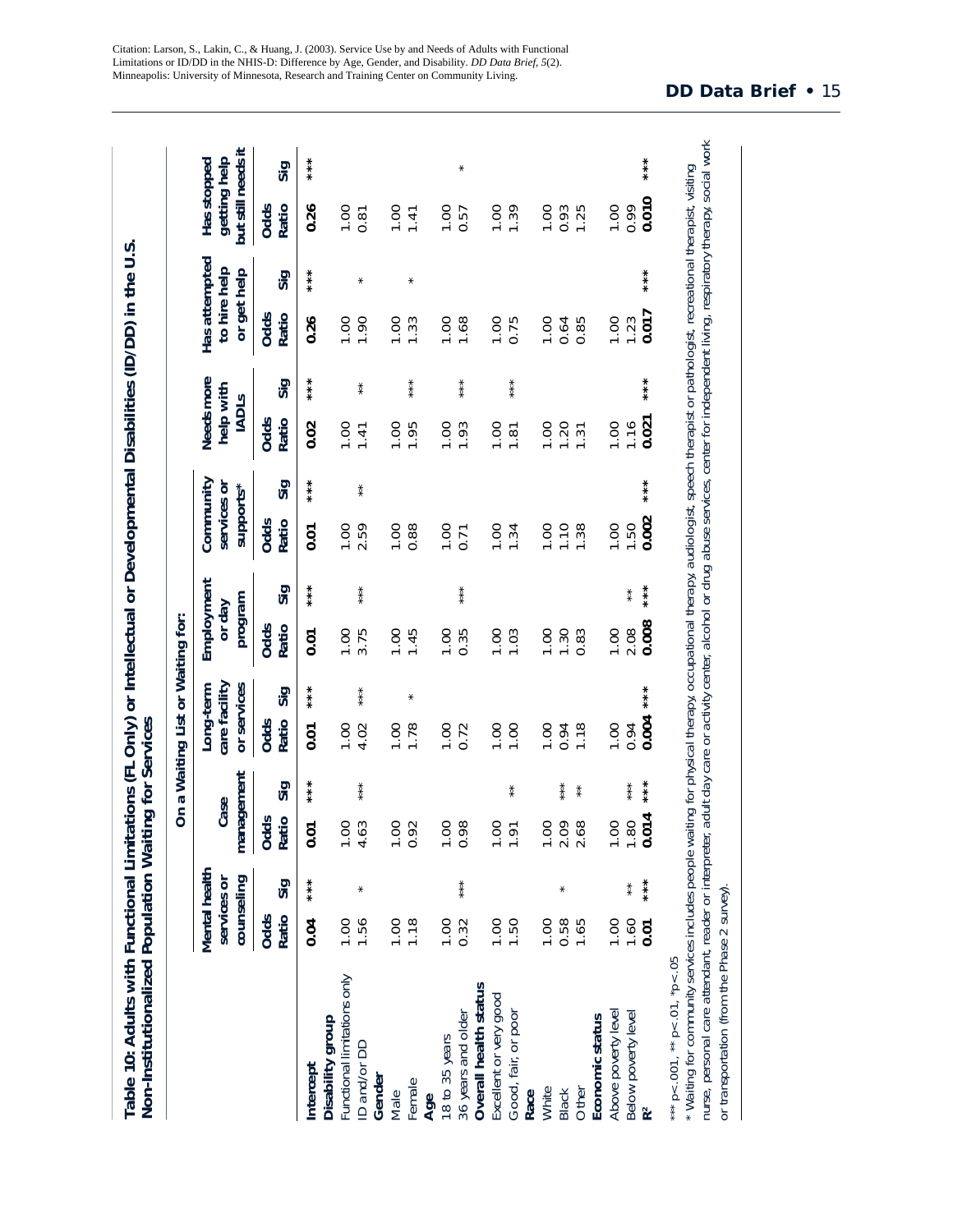Citation: Larson, S., Lakin, C., & Huang, J. (2003). Service Use by and Needs of Adults with Functional Limitations or ID/DD in the NHIS-D: Difference by Age, Gender, and Disability. *DD Data Brief, 5*(2). Minneapolis: University of Minnesota, Research and Training Center on Community Living.

**Table 10: Adults with Functional Limitations (FL Only) or Intellectual or Developmental Disabilities (ID/DD) in the U.S. Non-Institutionalized Population Waiting for Services**

| | On a Waiting List or Waiting for: | | | | | | | | | | | | | |
|---|---|---|---|---|---|---|---|---|---|---|---|---|---|---|
| | Mental health services or counseling | | Case management | | Long-term care facility or services | | Employment or day program | | Community services or supports* | | Needs more help with IADLs | | Has attempted to hire help or get help | | Has stopped getting help but still needs it | |
| | Odds Ratio | Sig | Odds Ratio | Sig | Odds Ratio | Sig | Odds Ratio | Sig | Odds Ratio | Sig | Odds Ratio | Sig | Odds Ratio | Sig | Odds Ratio | Sig |
| **Intercept** | **0.04** | *** | **0.01** | *** | **0.01** | *** | **0.01** | *** | **0.01** | *** | **0.02** | *** | **0.26** | *** | **0.26** | *** |
| **Disability group** | | | | | | | | | | | | | | | | |
| Functional limitations only | 1.00 | | 1.00 | | 1.00 | | 1.00 | | 1.00 | | 1.00 | | 1.00 | | 1.00 | |
| ID and/or DD | 1.56 | * | 4.63 | *** | 4.02 | *** | 3.75 | *** | 2.59 | ** | 1.41 | ** | 1.90 | * | 0.81 | |
| **Gender** | | | | | | | | | | | | | | | | |
| Male | 1.00 | | 1.00 | | 1.00 | | 1.00 | | 1.00 | | 1.00 | | 1.00 | | 1.00 | |
| Female | 1.18 | | 0.92 | | 1.78 | * | 1.45 | | 0.88 | | 1.95 | *** | 1.33 | * | 1.41 | |
| **Age** | | | | | | | | | | | | | | | | |
| 18 to 35 years | 1.00 | | 1.00 | | 1.00 | | 1.00 | | 1.00 | | 1.00 | | 1.00 | | 1.00 | |
| 36 years and older | 0.32 | *** | 0.98 | | 0.72 | | 0.35 | *** | 0.71 | | 1.93 | *** | 1.68 | | 0.57 | * |
| **Overall health status** | | | | | | | | | | | | | | | | |
| Excellent or very good | 1.00 | | 1.00 | | 1.00 | | 1.00 | | 1.00 | | 1.00 | | 1.00 | | 1.00 | |
| Good, fair, or poor | 1.50 | | 1.91 | ** | 1.00 | | 1.03 | | 1.34 | | 1.81 | *** | 0.75 | | 1.39 | |
| **Race** | | | | | | | | | | | | | | | | |
| White | 1.00 | | 1.00 | | 1.00 | | 1.00 | | 1.00 | | 1.00 | | 1.00 | | 1.00 | |
| Black | 0.58 | * | 2.09 | *** | 0.94 | | 1.30 | | 1.10 | | 1.20 | | 0.64 | | 0.93 | |
| Other | 1.65 | | 2.68 | ** | 1.18 | | 0.83 | | 1.38 | | 1.31 | | 0.85 | | 1.25 | |
| **Economic status** | | | | | | | | | | | | | | | | |
| Above poverty level | 1.00 | | 1.00 | | 1.00 | | 1.00 | | 1.00 | | 1.00 | | 1.00 | | 1.00 | |
| Below poverty level | 1.60 | ** | 1.80 | *** | 0.94 | | 2.08 | ** | 1.50 | | 1.16 | | 1.23 | | 0.99 | |
| $R^2$ | **0.01** | *** | **0.014** | *** | **0.004** | *** | **0.008** | *** | **0.002** | *** | **0.021** | *** | **0.017** | *** | **0.010** | *** |

*** $p<.001$, ** $p<.01$, * $p<.05$

\* Waiting for community services includes people waiting for physical therapy, occupational therapy, audiologist, speech therapist or pathologist, recreational therapist, visiting nurse, personal care attendant, reader or interpreter, adult day care or activity center, alcohol or drug abuse services, center for independent living, respiratory therapy, social work or transportation (from the Phase 2 survey).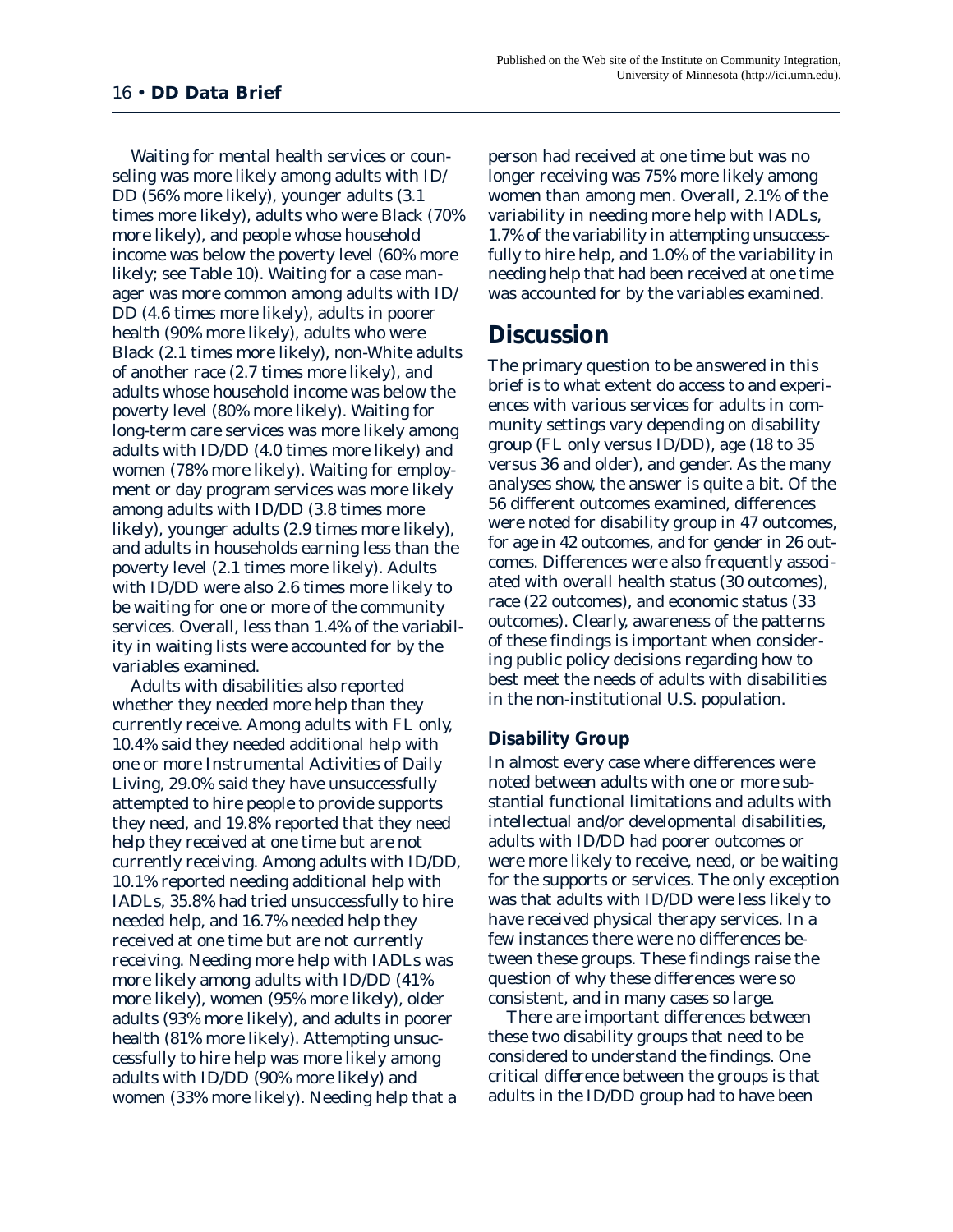Waiting for mental health services or counseling was more likely among adults with ID/DD (56% more likely), younger adults (3.1 times more likely), adults who were Black (70% more likely), and people whose household income was below the poverty level (60% more likely; see Table 10). Waiting for a case manager was more common among adults with ID/DD (4.6 times more likely), adults in poorer health (90% more likely), adults who were Black (2.1 times more likely), non-White adults of another race (2.7 times more likely), and adults whose household income was below the poverty level (80% more likely). Waiting for long-term care services was more likely among adults with ID/DD (4.0 times more likely) and women (78% more likely). Waiting for employment or day program services was more likely among adults with ID/DD (3.8 times more likely), younger adults (2.9 times more likely), and adults in households earning less than the poverty level (2.1 times more likely). Adults with ID/DD were also 2.6 times more likely to be waiting for one or more of the community services. Overall, less than 1.4% of the variability in waiting lists were accounted for by the variables examined.

Adults with disabilities also reported whether they needed more help than they currently receive. Among adults with FL only, 10.4% said they needed additional help with one or more Instrumental Activities of Daily Living, 29.0% said they have unsuccessfully attempted to hire people to provide supports they need, and 19.8% reported that they need help they received at one time but are not currently receiving. Among adults with ID/DD, 10.1% reported needing additional help with IADLs, 35.8% had tried unsuccessfully to hire needed help, and 16.7% needed help they received at one time but are not currently receiving. Needing more help with IADLs was more likely among adults with ID/DD (41% more likely), women (95% more likely), older adults (93% more likely), and adults in poorer health (81% more likely). Attempting unsuccessfully to hire help was more likely among adults with ID/DD (90% more likely) and women (33% more likely). Needing help that a person had received at one time but was no longer receiving was 75% more likely among women than among men. Overall, 2.1% of the variability in needing more help with IADLs, 1.7% of the variability in attempting unsuccessfully to hire help, and 1.0% of the variability in needing help that had been received at one time was accounted for by the variables examined.

## Discussion

The primary question to be answered in this brief is to what extent do access to and experiences with various services for adults in community settings vary depending on disability group (FL only versus ID/DD), age (18 to 35 versus 36 and older), and gender. As the many analyses show, the answer is quite a bit. Of the 56 different outcomes examined, differences were noted for disability group in 47 outcomes, for age in 42 outcomes, and for gender in 26 outcomes. Differences were also frequently associated with overall health status (30 outcomes), race (22 outcomes), and economic status (33 outcomes). Clearly, awareness of the patterns of these findings is important when considering public policy decisions regarding how to best meet the needs of adults with disabilities in the non-institutional U.S. population.

### Disability Group

In almost every case where differences were noted between adults with one or more substantial functional limitations and adults with intellectual and/or developmental disabilities, adults with ID/DD had poorer outcomes or were more likely to receive, need, or be waiting for the supports or services. The only exception was that adults with ID/DD were less likely to have received physical therapy services. In a few instances there were no differences between these groups. These findings raise the question of why these differences were so consistent, and in many cases so large.

There are important differences between these two disability groups that need to be considered to understand the findings. One critical difference between the groups is that adults in the ID/DD group had to have been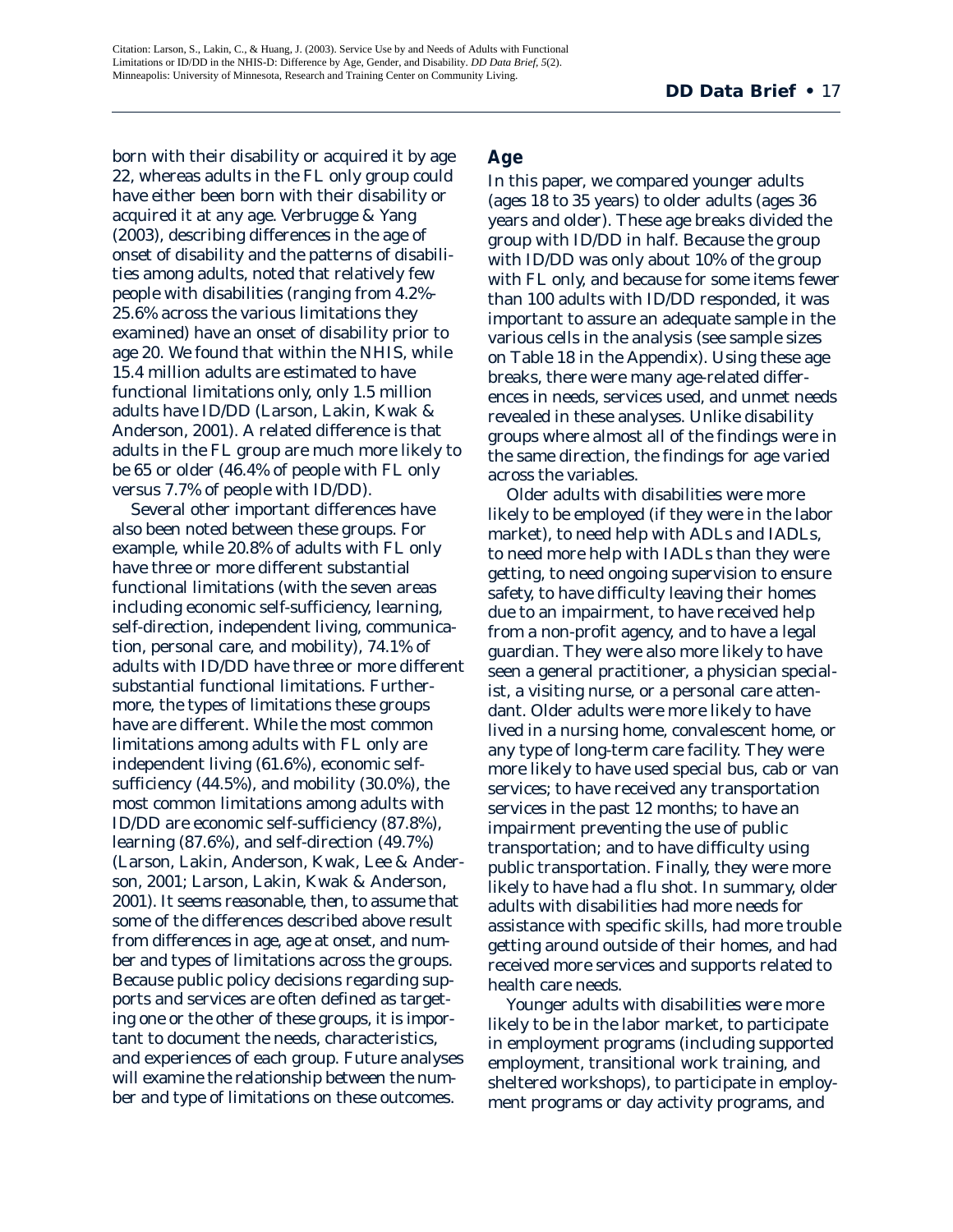born with their disability or acquired it by age 22, whereas adults in the FL only group could have either been born with their disability or acquired it at any age. Verbrugge & Yang (2003), describing differences in the age of onset of disability and the patterns of disabilities among adults, noted that relatively few people with disabilities (ranging from 4.2%-25.6% across the various limitations they examined) have an onset of disability prior to age 20. We found that within the NHIS, while 15.4 million adults are estimated to have functional limitations only, only 1.5 million adults have ID/DD (Larson, Lakin, Kwak & Anderson, 2001). A related difference is that adults in the FL group are much more likely to be 65 or older (46.4% of people with FL only versus 7.7% of people with ID/DD).

Several other important differences have also been noted between these groups. For example, while 20.8% of adults with FL only have three or more different substantial functional limitations (with the seven areas including economic self-sufficiency, learning, self-direction, independent living, communication, personal care, and mobility), 74.1% of adults with ID/DD have three or more different substantial functional limitations. Furthermore, the types of limitations these groups have are different. While the most common limitations among adults with FL only are independent living (61.6%), economic self-sufficiency (44.5%), and mobility (30.0%), the most common limitations among adults with ID/DD are economic self-sufficiency (87.8%), learning (87.6%), and self-direction (49.7%) (Larson, Lakin, Anderson, Kwak, Lee & Anderson, 2001; Larson, Lakin, Kwak & Anderson, 2001). It seems reasonable, then, to assume that some of the differences described above result from differences in age, age at onset, and number and types of limitations across the groups. Because public policy decisions regarding supports and services are often defined as targeting one or the other of these groups, it is important to document the needs, characteristics, and experiences of each group. Future analyses will examine the relationship between the number and type of limitations on these outcomes.

## Age

In this paper, we compared younger adults (ages 18 to 35 years) to older adults (ages 36 years and older). These age breaks divided the group with ID/DD in half. Because the group with ID/DD was only about 10% of the group with FL only, and because for some items fewer than 100 adults with ID/DD responded, it was important to assure an adequate sample in the various cells in the analysis (see sample sizes on Table 18 in the Appendix). Using these age breaks, there were many age-related differences in needs, services used, and unmet needs revealed in these analyses. Unlike disability groups where almost all of the findings were in the same direction, the findings for age varied across the variables.

Older adults with disabilities were more likely to be employed (if they were in the labor market), to need help with ADLs and IADLs, to need more help with IADLs than they were getting, to need ongoing supervision to ensure safety, to have difficulty leaving their homes due to an impairment, to have received help from a non-profit agency, and to have a legal guardian. They were also more likely to have seen a general practitioner, a physician specialist, a visiting nurse, or a personal care attendant. Older adults were more likely to have lived in a nursing home, convalescent home, or any type of long-term care facility. They were more likely to have used special bus, cab or van services; to have received any transportation services in the past 12 months; to have an impairment preventing the use of public transportation; and to have difficulty using public transportation. Finally, they were more likely to have had a flu shot. In summary, older adults with disabilities had more needs for assistance with specific skills, had more trouble getting around outside of their homes, and had received more services and supports related to health care needs.

Younger adults with disabilities were more likely to be in the labor market, to participate in employment programs (including supported employment, transitional work training, and sheltered workshops), to participate in employment programs or day activity programs, and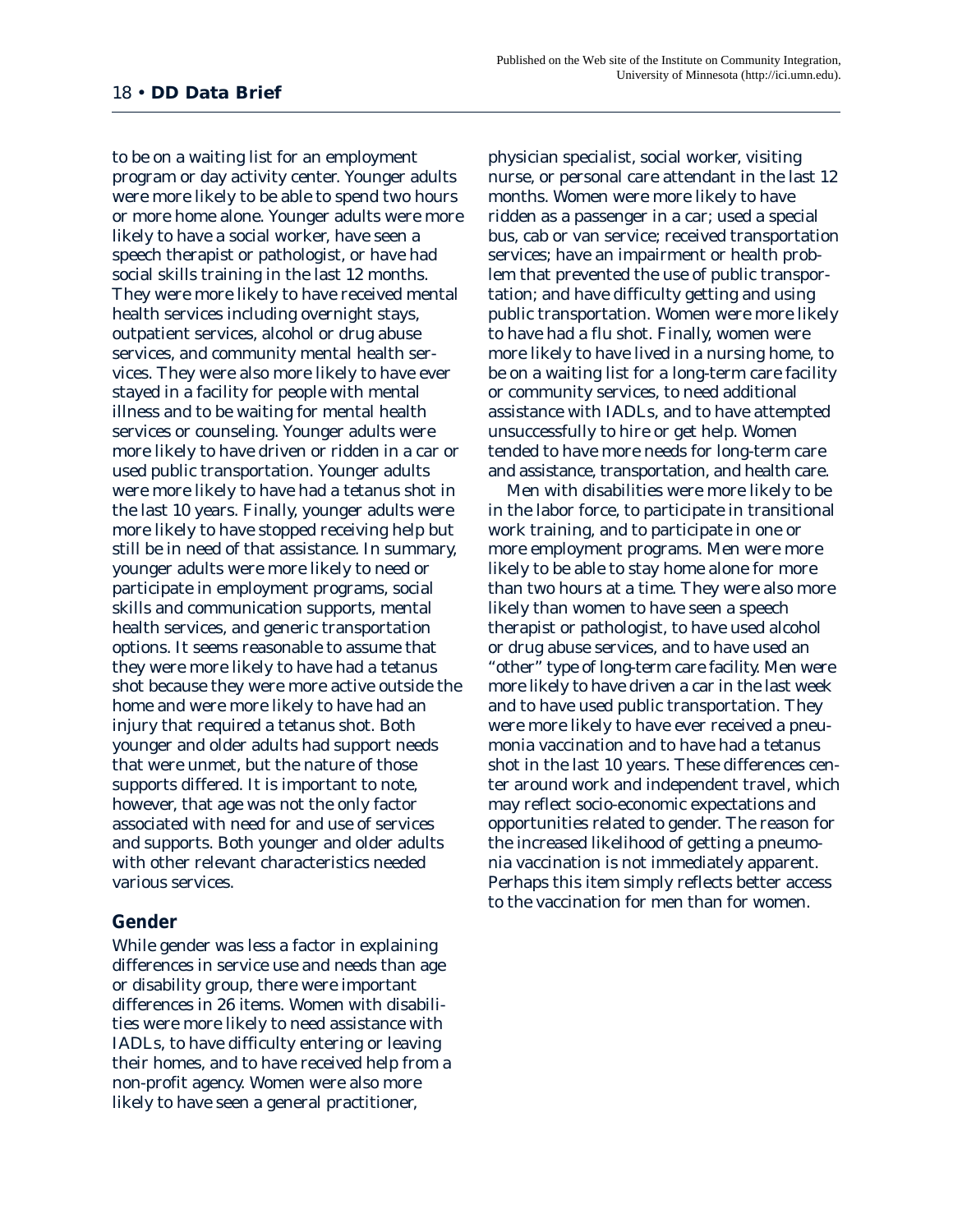to be on a waiting list for an employment program or day activity center. Younger adults were more likely to be able to spend two hours or more home alone. Younger adults were more likely to have a social worker, have seen a speech therapist or pathologist, or have had social skills training in the last 12 months. They were more likely to have received mental health services including overnight stays, outpatient services, alcohol or drug abuse services, and community mental health services. They were also more likely to have ever stayed in a facility for people with mental illness and to be waiting for mental health services or counseling. Younger adults were more likely to have driven or ridden in a car or used public transportation. Younger adults were more likely to have had a tetanus shot in the last 10 years. Finally, younger adults were more likely to have stopped receiving help but still be in need of that assistance. In summary, younger adults were more likely to need or participate in employment programs, social skills and communication supports, mental health services, and generic transportation options. It seems reasonable to assume that they were more likely to have had a tetanus shot because they were more active outside the home and were more likely to have had an injury that required a tetanus shot. Both younger and older adults had support needs that were unmet, but the nature of those supports differed. It is important to note, however, that age was not the only factor associated with need for and use of services and supports. Both younger and older adults with other relevant characteristics needed various services.

## Gender

While gender was less a factor in explaining differences in service use and needs than age or disability group, there were important differences in 26 items. Women with disabilities were more likely to need assistance with IADLs, to have difficulty entering or leaving their homes, and to have received help from a non-profit agency. Women were also more likely to have seen a general practitioner, physician specialist, social worker, visiting nurse, or personal care attendant in the last 12 months. Women were more likely to have ridden as a passenger in a car; used a special bus, cab or van service; received transportation services; have an impairment or health problem that prevented the use of public transportation; and have difficulty getting and using public transportation. Women were more likely to have had a flu shot. Finally, women were more likely to have lived in a nursing home, to be on a waiting list for a long-term care facility or community services, to need additional assistance with IADLs, and to have attempted unsuccessfully to hire or get help. Women tended to have more needs for long-term care and assistance, transportation, and health care.

Men with disabilities were more likely to be in the labor force, to participate in transitional work training, and to participate in one or more employment programs. Men were more likely to be able to stay home alone for more than two hours at a time. They were also more likely than women to have seen a speech therapist or pathologist, to have used alcohol or drug abuse services, and to have used an "other" type of long-term care facility. Men were more likely to have driven a car in the last week and to have used public transportation. They were more likely to have ever received a pneumonia vaccination and to have had a tetanus shot in the last 10 years. These differences center around work and independent travel, which may reflect socio-economic expectations and opportunities related to gender. The reason for the increased likelihood of getting a pneumonia vaccination is not immediately apparent. Perhaps this item simply reflects better access to the vaccination for men than for women.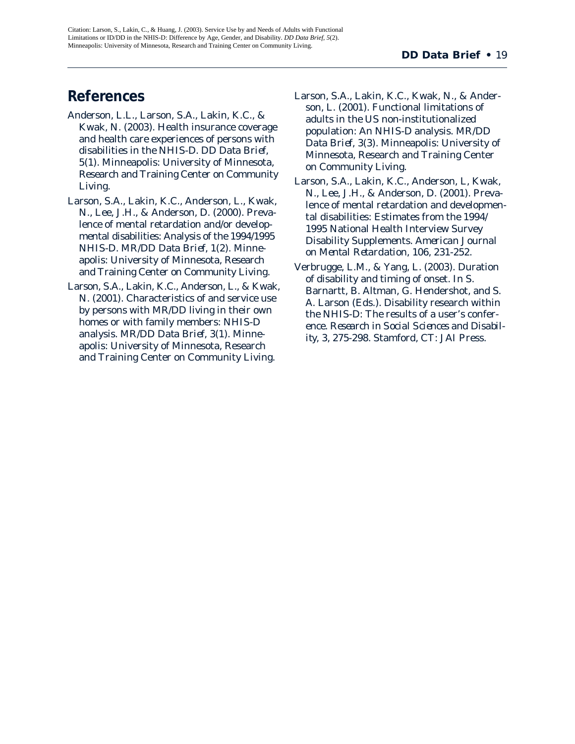## References

Anderson, L.L., Larson, S.A., Lakin, K.C., & Kwak, N. (2003). Health insurance coverage and health care experiences of persons with disabilities in the NHIS-D. *DD Data Brief, 5*(1). Minneapolis: University of Minnesota, Research and Training Center on Community Living.

Larson, S.A., Lakin, K.C., Anderson, L., Kwak, N., Lee, J.H., & Anderson, D. (2000). Prevalence of mental retardation and/or developmental disabilities: Analysis of the 1994/1995 NHIS-D. *MR/DD Data Brief, 1*(2). Minneapolis: University of Minnesota, Research and Training Center on Community Living.

Larson, S.A., Lakin, K.C., Anderson, L., & Kwak, N. (2001). Characteristics of and service use by persons with MR/DD living in their own homes or with family members: NHIS-D analysis. *MR/DD Data Brief, 3*(1). Minneapolis: University of Minnesota, Research and Training Center on Community Living.

Larson, S.A., Lakin, K.C., Kwak, N., & Anderson, L. (2001). Functional limitations of adults in the US non-institutionalized population: An NHIS-D analysis. *MR/DD Data Brief, 3*(3). Minneapolis: University of Minnesota, Research and Training Center on Community Living.

Larson, S.A., Lakin, K.C., Anderson, L, Kwak, N., Lee, J.H., & Anderson, D. (2001). Prevalence of mental retardation and developmental disabilities: Estimates from the 1994/1995 National Health Interview Survey Disability Supplements. *American Journal on Mental Retardation, 106*, 231-252.

Verbrugge, L.M., & Yang, L. (2003). Duration of disability and timing of onset. In S. Barnartt, B. Altman, G. Hendershot, and S. A. Larson (Eds.). Disability research within the NHIS-D: The results of a user's conference. *Research in Social Sciences and Disability, 3*, 275-298. Stamford, CT: JAI Press.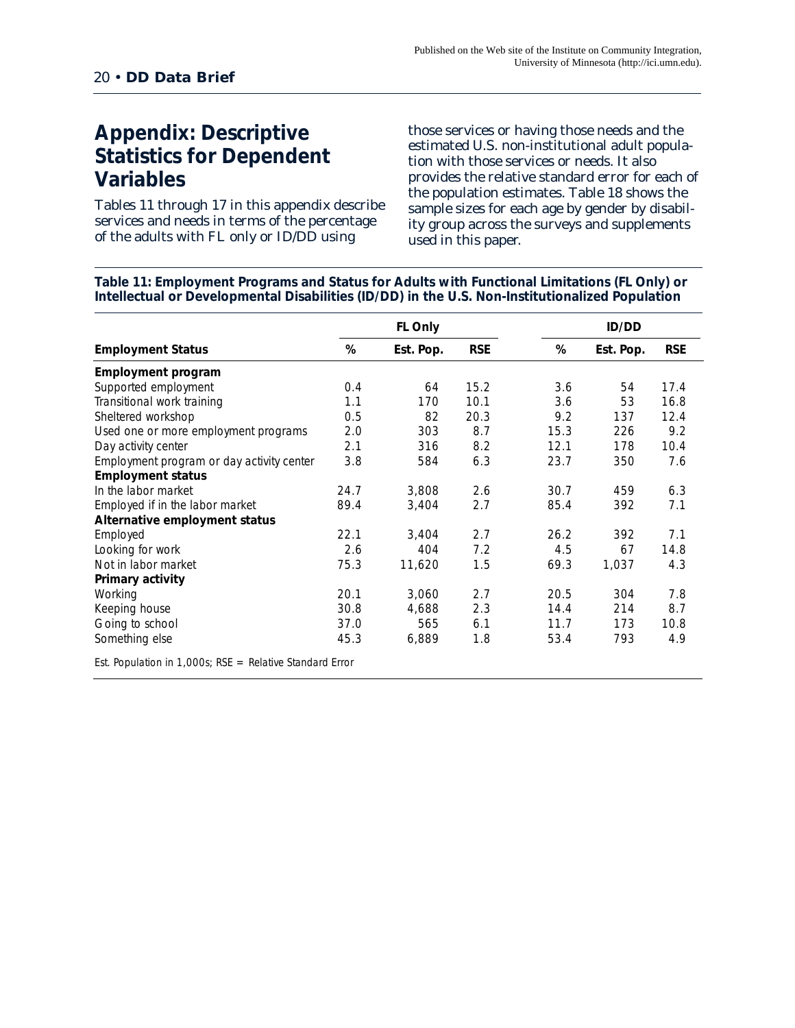## Appendix: Descriptive Statistics for Dependent Variables

Tables 11 through 17 in this appendix describe services and needs in terms of the percentage of the adults with FL only or ID/DD using those services or having those needs and the estimated U.S. non-institutional adult population with those services or needs. It also provides the relative standard error for each of the population estimates. Table 18 shows the sample sizes for each age by gender by disability group across the surveys and supplements used in this paper.

**Table 11: Employment Programs and Status for Adults with Functional Limitations (FL Only) or Intellectual or Developmental Disabilities (ID/DD) in the U.S. Non-Institutionalized Population**

| | FL Only | | | ID/DD | | |
|---|---|---|---|---|---|---|
| **Employment Status** | **%** | **Est. Pop.** | **RSE** | **%** | **Est. Pop.** | **RSE** |
| **Employment program** | | | | | | |
| Supported employment | 0.4 | 64 | 15.2 | 3.6 | 54 | 17.4 |
| Transitional work training | 1.1 | 170 | 10.1 | 3.6 | 53 | 16.8 |
| Sheltered workshop | 0.5 | 82 | 20.3 | 9.2 | 137 | 12.4 |
| Used one or more employment programs | 2.0 | 303 | 8.7 | 15.3 | 226 | 9.2 |
| Day activity center | 2.1 | 316 | 8.2 | 12.1 | 178 | 10.4 |
| Employment program or day activity center | 3.8 | 584 | 6.3 | 23.7 | 350 | 7.6 |
| **Employment status** | | | | | | |
| In the labor market | 24.7 | 3,808 | 2.6 | 30.7 | 459 | 6.3 |
| Employed if in the labor market | 89.4 | 3,404 | 2.7 | 85.4 | 392 | 7.1 |
| **Alternative employment status** | | | | | | |
| Employed | 22.1 | 3,404 | 2.7 | 26.2 | 392 | 7.1 |
| Looking for work | 2.6 | 404 | 7.2 | 4.5 | 67 | 14.8 |
| Not in labor market | 75.3 | 11,620 | 1.5 | 69.3 | 1,037 | 4.3 |
| **Primary activity** | | | | | | |
| Working | 20.1 | 3,060 | 2.7 | 20.5 | 304 | 7.8 |
| Keeping house | 30.8 | 4,688 | 2.3 | 14.4 | 214 | 8.7 |
| Going to school | 37.0 | 565 | 6.1 | 11.7 | 173 | 10.8 |
| Something else | 45.3 | 6,889 | 1.8 | 53.4 | 793 | 4.9 |

*Est. Population in 1,000s; RSE = Relative Standard Error*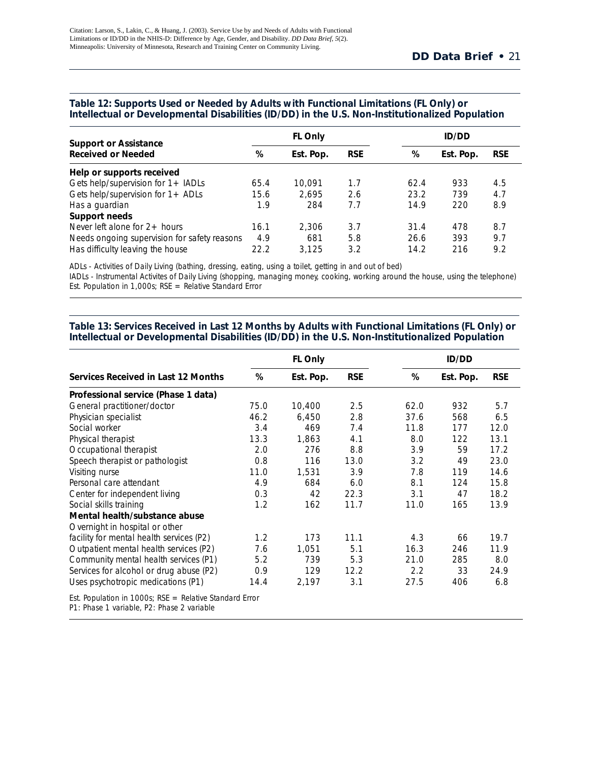Citation: Larson, S., Lakin, C., & Huang, J. (2003). Service Use by and Needs of Adults with Functional Limitations or ID/DD in the NHIS-D: Difference by Age, Gender, and Disability. *DD Data Brief, 5*(2). Minneapolis: University of Minnesota, Research and Training Center on Community Living.

**Table 12: Supports Used or Needed by Adults with Functional Limitations (FL Only) or Intellectual or Developmental Disabilities (ID/DD) in the U.S. Non-Institutionalized Population**

| Support or Assistance Received or Needed | FL Only | | | ID/DD | | |
|---|---|---|---|---|---|---|
| | % | Est. Pop. | RSE | % | Est. Pop. | RSE |
| **Help or supports received** | | | | | | |
| Gets help/supervision for 1+ IADLs | 65.4 | 10,091 | 1.7 | 62.4 | 933 | 4.5 |
| Gets help/supervision for 1+ ADLs | 15.6 | 2,695 | 2.6 | 23.2 | 739 | 4.7 |
| Has a guardian | 1.9 | 284 | 7.7 | 14.9 | 220 | 8.9 |
| **Support needs** | | | | | | |
| Never left alone for 2+ hours | 16.1 | 2,306 | 3.7 | 31.4 | 478 | 8.7 |
| Needs ongoing supervision for safety reasons | 4.9 | 681 | 5.8 | 26.6 | 393 | 9.7 |
| Has difficulty leaving the house | 22.2 | 3,125 | 3.2 | 14.2 | 216 | 9.2 |

ADLs - Activities of Daily Living (bathing, dressing, eating, using a toilet, getting in and out of bed)
IADLs - Instrumental Activites of Daily Living (shopping, managing money, cooking, working around the house, using the telephone)
Est. Population in 1,000s; RSE = Relative Standard Error

**Table 13: Services Received in Last 12 Months by Adults with Functional Limitations (FL Only) or Intellectual or Developmental Disabilities (ID/DD) in the U.S. Non-Institutionalized Population**

| Services Received in Last 12 Months | FL Only | | | ID/DD | | |
|---|---|---|---|---|---|---|
| | % | Est. Pop. | RSE | % | Est. Pop. | RSE |
| **Professional service (Phase 1 data)** | | | | | | |
| General practitioner/doctor | 75.0 | 10,400 | 2.5 | 62.0 | 932 | 5.7 |
| Physician specialist | 46.2 | 6,450 | 2.8 | 37.6 | 568 | 6.5 |
| Social worker | 3.4 | 469 | 7.4 | 11.8 | 177 | 12.0 |
| Physical therapist | 13.3 | 1,863 | 4.1 | 8.0 | 122 | 13.1 |
| Occupational therapist | 2.0 | 276 | 8.8 | 3.9 | 59 | 17.2 |
| Speech therapist or pathologist | 0.8 | 116 | 13.0 | 3.2 | 49 | 23.0 |
| Visiting nurse | 11.0 | 1,531 | 3.9 | 7.8 | 119 | 14.6 |
| Personal care attendant | 4.9 | 684 | 6.0 | 8.1 | 124 | 15.8 |
| Center for independent living | 0.3 | 42 | 22.3 | 3.1 | 47 | 18.2 |
| Social skills training | 1.2 | 162 | 11.7 | 11.0 | 165 | 13.9 |
| **Mental health/substance abuse** | | | | | | |
| Overnight in hospital or other facility for mental health services (P2) | 1.2 | 173 | 11.1 | 4.3 | 66 | 19.7 |
| Outpatient mental health services (P2) | 7.6 | 1,051 | 5.1 | 16.3 | 246 | 11.9 |
| Community mental health services (P1) | 5.2 | 739 | 5.3 | 21.0 | 285 | 8.0 |
| Services for alcohol or drug abuse (P2) | 0.9 | 129 | 12.2 | 2.2 | 33 | 24.9 |
| Uses psychotropic medications (P1) | 14.4 | 2,197 | 3.1 | 27.5 | 406 | 6.8 |

Est. Population in 1000s; RSE = Relative Standard Error
P1: Phase 1 variable, P2: Phase 2 variable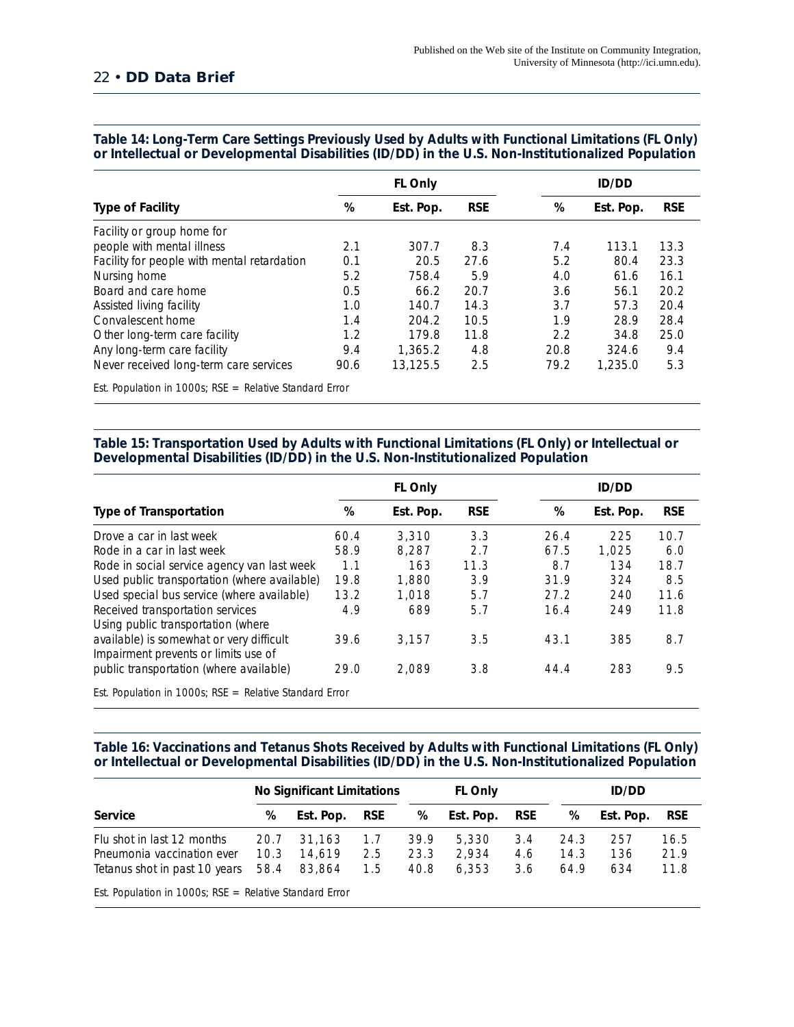**Table 14: Long-Term Care Settings Previously Used by Adults with Functional Limitations (FL Only) or Intellectual or Developmental Disabilities (ID/DD) in the U.S. Non-Institutionalized Population**

| | FL Only | | | ID/DD | | |
|---|---|---|---|---|---|---|
| **Type of Facility** | **%** | **Est. Pop.** | **RSE** | **%** | **Est. Pop.** | **RSE** |
| Facility or group home for people with mental illness | 2.1 | 307.7 | 8.3 | 7.4 | 113.1 | 13.3 |
| Facility for people with mental retardation | 0.1 | 20.5 | 27.6 | 5.2 | 80.4 | 23.3 |
| Nursing home | 5.2 | 758.4 | 5.9 | 4.0 | 61.6 | 16.1 |
| Board and care home | 0.5 | 66.2 | 20.7 | 3.6 | 56.1 | 20.2 |
| Assisted living facility | 1.0 | 140.7 | 14.3 | 3.7 | 57.3 | 20.4 |
| Convalescent home | 1.4 | 204.2 | 10.5 | 1.9 | 28.9 | 28.4 |
| Other long-term care facility | 1.2 | 179.8 | 11.8 | 2.2 | 34.8 | 25.0 |
| Any long-term care facility | 9.4 | 1,365.2 | 4.8 | 20.8 | 324.6 | 9.4 |
| Never received long-term care services | 90.6 | 13,125.5 | 2.5 | 79.2 | 1,235.0 | 5.3 |

*Est. Population in 1000s; RSE = Relative Standard Error*

**Table 15: Transportation Used by Adults with Functional Limitations (FL Only) or Intellectual or Developmental Disabilities (ID/DD) in the U.S. Non-Institutionalized Population**

| | FL Only | | | ID/DD | | |
|---|---|---|---|---|---|---|
| **Type of Transportation** | **%** | **Est. Pop.** | **RSE** | **%** | **Est. Pop.** | **RSE** |
| Drove a car in last week | 60.4 | 3,310 | 3.3 | 26.4 | 225 | 10.7 |
| Rode in a car in last week | 58.9 | 8,287 | 2.7 | 67.5 | 1,025 | 6.0 |
| Rode in social service agency van last week | 1.1 | 163 | 11.3 | 8.7 | 134 | 18.7 |
| Used public transportation (where available) | 19.8 | 1,880 | 3.9 | 31.9 | 324 | 8.5 |
| Used special bus service (where available) | 13.2 | 1,018 | 5.7 | 27.2 | 240 | 11.6 |
| Received transportation services | 4.9 | 689 | 5.7 | 16.4 | 249 | 11.8 |
| Using public transportation (where available) is somewhat or very difficult | 39.6 | 3,157 | 3.5 | 43.1 | 385 | 8.7 |
| Impairment prevents or limits use of public transportation (where available) | 29.0 | 2,089 | 3.8 | 44.4 | 283 | 9.5 |

*Est. Population in 1000s; RSE = Relative Standard Error*

**Table 16: Vaccinations and Tetanus Shots Received by Adults with Functional Limitations (FL Only) or Intellectual or Developmental Disabilities (ID/DD) in the U.S. Non-Institutionalized Population**

| | No Significant Limitations | | | FL Only | | | ID/DD | | |
|---|---|---|---|---|---|---|---|---|---|
| **Service** | **%** | **Est. Pop.** | **RSE** | **%** | **Est. Pop.** | **RSE** | **%** | **Est. Pop.** | **RSE** |
| Flu shot in last 12 months | 20.7 | 31,163 | 1.7 | 39.9 | 5,330 | 3.4 | 24.3 | 257 | 16.5 |
| Pneumonia vaccination ever | 10.3 | 14,619 | 2.5 | 23.3 | 2,934 | 4.6 | 14.3 | 136 | 21.9 |
| Tetanus shot in past 10 years | 58.4 | 83,864 | 1.5 | 40.8 | 6,353 | 3.6 | 64.9 | 634 | 11.8 |

*Est. Population in 1000s; RSE = Relative Standard Error*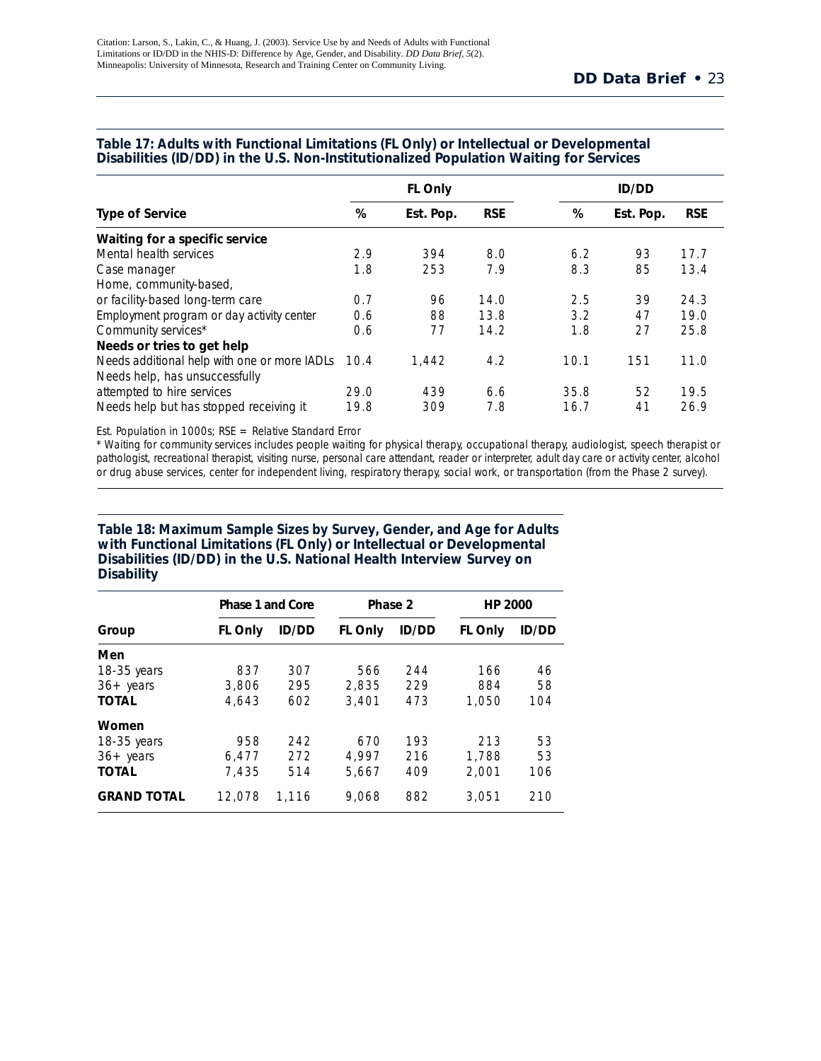**Table 17: Adults with Functional Limitations (FL Only) or Intellectual or Developmental Disabilities (ID/DD) in the U.S. Non-Institutionalized Population Waiting for Services**

| | FL Only | | | ID/DD | | |
|---|---|---|---|---|---|---|
| **Type of Service** | **%** | **Est. Pop.** | **RSE** | **%** | **Est. Pop.** | **RSE** |
| **Waiting for a specific service** | | | | | | |
| Mental health services | 2.9 | 394 | 8.0 | 6.2 | 93 | 17.7 |
| Case manager | 1.8 | 253 | 7.9 | 8.3 | 85 | 13.4 |
| Home, community-based, or facility-based long-term care | 0.7 | 96 | 14.0 | 2.5 | 39 | 24.3 |
| Employment program or day activity center | 0.6 | 88 | 13.8 | 3.2 | 47 | 19.0 |
| Community services* | 0.6 | 77 | 14.2 | 1.8 | 27 | 25.8 |
| **Needs or tries to get help** | | | | | | |
| Needs additional help with one or more IADLs | 10.4 | 1,442 | 4.2 | 10.1 | 151 | 11.0 |
| Needs help, has unsuccessfully attempted to hire services | 29.0 | 439 | 6.6 | 35.8 | 52 | 19.5 |
| Needs help but has stopped receiving it | 19.8 | 309 | 7.8 | 16.7 | 41 | 26.9 |

Est. Population in 1000s; RSE = Relative Standard Error

\* Waiting for community services includes people waiting for physical therapy, occupational therapy, audiologist, speech therapist or pathologist, recreational therapist, visiting nurse, personal care attendant, reader or interpreter, adult day care or activity center, alcohol or drug abuse services, center for independent living, respiratory therapy, social work, or transportation (from the Phase 2 survey).

**Table 18: Maximum Sample Sizes by Survey, Gender, and Age for Adults with Functional Limitations (FL Only) or Intellectual or Developmental Disabilities (ID/DD) in the U.S. National Health Interview Survey on Disability**

| | Phase 1 and Core | | Phase 2 | | HP 2000 | |
|---|---|---|---|---|---|---|
| **Group** | **FL Only** | **ID/DD** | **FL Only** | **ID/DD** | **FL Only** | **ID/DD** |
| **Men** | | | | | | |
| 18-35 years | 837 | 307 | 566 | 244 | 166 | 46 |
| 36+ years | 3,806 | 295 | 2,835 | 229 | 884 | 58 |
| **TOTAL** | 4,643 | 602 | 3,401 | 473 | 1,050 | 104 |
| **Women** | | | | | | |
| 18-35 years | 958 | 242 | 670 | 193 | 213 | 53 |
| 36+ years | 6,477 | 272 | 4,997 | 216 | 1,788 | 53 |
| **TOTAL** | 7,435 | 514 | 5,667 | 409 | 2,001 | 106 |
| **GRAND TOTAL** | 12,078 | 1,116 | 9,068 | 882 | 3,051 | 210 |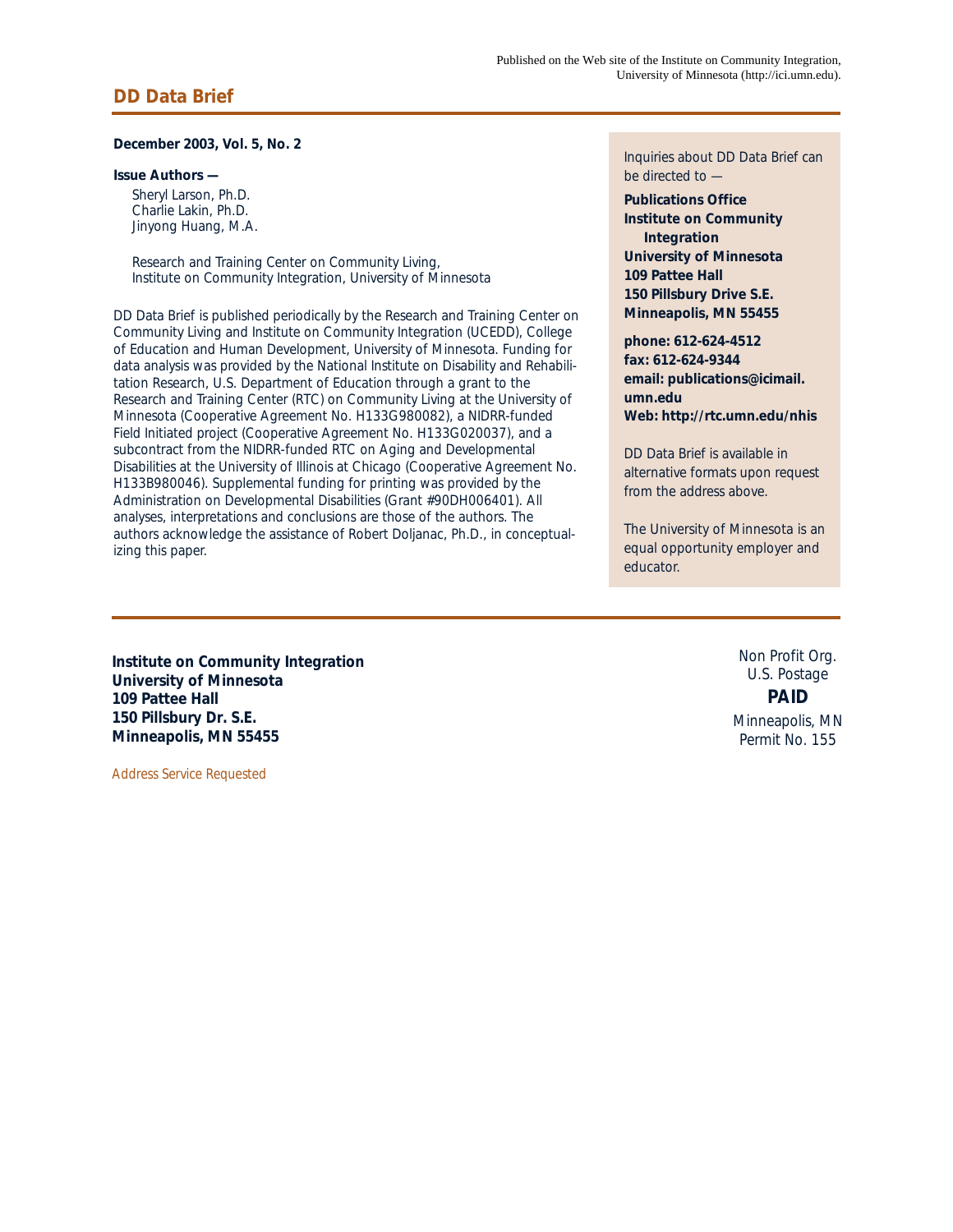Published on the Web site of the Institute on Community Integration, University of Minnesota (http://ici.umn.edu).

## DD Data Brief

**December 2003, Vol. 5, No. 2**

**Issue Authors —**

Sheryl Larson, Ph.D.
Charlie Lakin, Ph.D.
Jinyong Huang, M.A.

Research and Training Center on Community Living,
Institute on Community Integration, University of Minnesota

DD Data Brief is published periodically by the Research and Training Center on Community Living and Institute on Community Integration (UCEDD), College of Education and Human Development, University of Minnesota. Funding for data analysis was provided by the National Institute on Disability and Rehabilitation Research, U.S. Department of Education through a grant to the Research and Training Center (RTC) on Community Living at the University of Minnesota (Cooperative Agreement No. H133G980082), a NIDRR-funded Field Initiated project (Cooperative Agreement No. H133G020037), and a subcontract from the NIDRR-funded RTC on Aging and Developmental Disabilities at the University of Illinois at Chicago (Cooperative Agreement No. H133B980046). Supplemental funding for printing was provided by the Administration on Developmental Disabilities (Grant #90DH006401). All analyses, interpretations and conclusions are those of the authors. The authors acknowledge the assistance of Robert Doljanac, Ph.D., in conceptualizing this paper.

Inquiries about DD Data Brief can be directed to —

**Publications Office**
**Institute on Community Integration**
**University of Minnesota**
**109 Pattee Hall**
**150 Pillsbury Drive S.E.**
**Minneapolis, MN 55455**

**phone: 612-624-4512**
**fax: 612-624-9344**
**email: publications@icimail.umn.edu**
**Web: http://rtc.umn.edu/nhis**

DD Data Brief is available in alternative formats upon request from the address above.

The University of Minnesota is an equal opportunity employer and educator.

---

**Institute on Community Integration**
**University of Minnesota**
**109 Pattee Hall**
**150 Pillsbury Dr. S.E.**
**Minneapolis, MN 55455**

Address Service Requested

Non Profit Org.
U.S. Postage
**PAID**
Minneapolis, MN
Permit No. 155